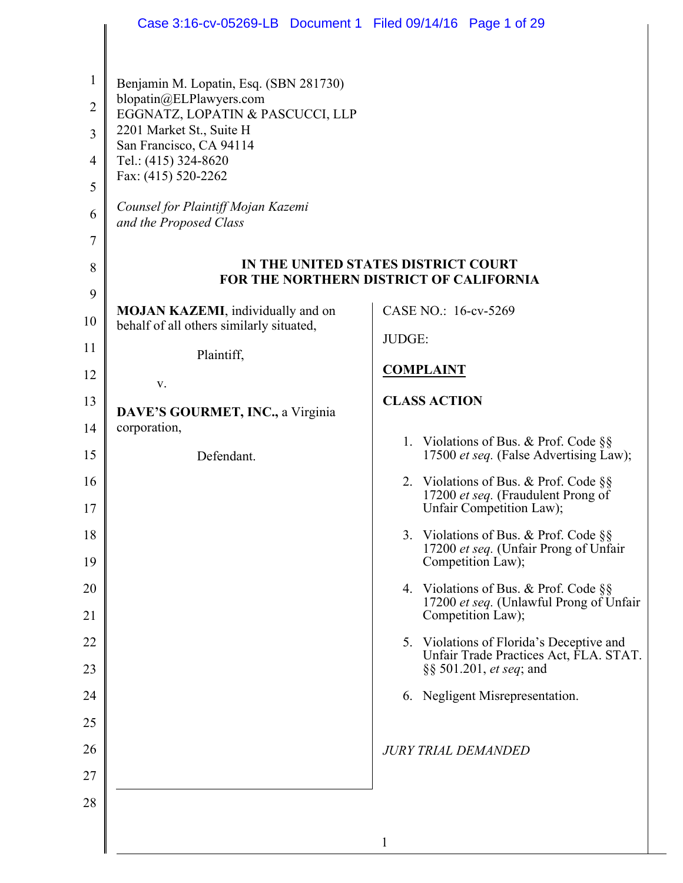Benjamin M. Lopatin, Esq. (SBN 281730)
blopatin@ELPlawyers.com
EGGNATZ, LOPATIN & PASCUCCI, LLP
2201 Market St., Suite H
San Francisco, CA 94114
Tel.: (415) 324-8620
Fax: (415) 520-2262

*Counsel for Plaintiff Mojan Kazemi and the Proposed Class*

**IN THE UNITED STATES DISTRICT COURT**
**FOR THE NORTHERN DISTRICT OF CALIFORNIA**

**MOJAN KAZEMI**, individually and on behalf of all others similarly situated,

Plaintiff,

v.

**DAVE'S GOURMET, INC.,** a Virginia corporation,

Defendant.

CASE NO.: 16-cv-5269

JUDGE:

**COMPLAINT**

**CLASS ACTION**

1. Violations of Bus. & Prof. Code §§ 17500 *et seq.* (False Advertising Law);
2. Violations of Bus. & Prof. Code §§ 17200 *et seq.* (Fraudulent Prong of Unfair Competition Law);
3. Violations of Bus. & Prof. Code §§ 17200 *et seq.* (Unfair Prong of Unfair Competition Law);
4. Violations of Bus. & Prof. Code §§ 17200 *et seq.* (Unlawful Prong of Unfair Competition Law);
5. Violations of Florida's Deceptive and Unfair Trade Practices Act, FLA. STAT. §§ 501.201, *et seq*; and
6. Negligent Misrepresentation.

*JURY TRIAL DEMANDED*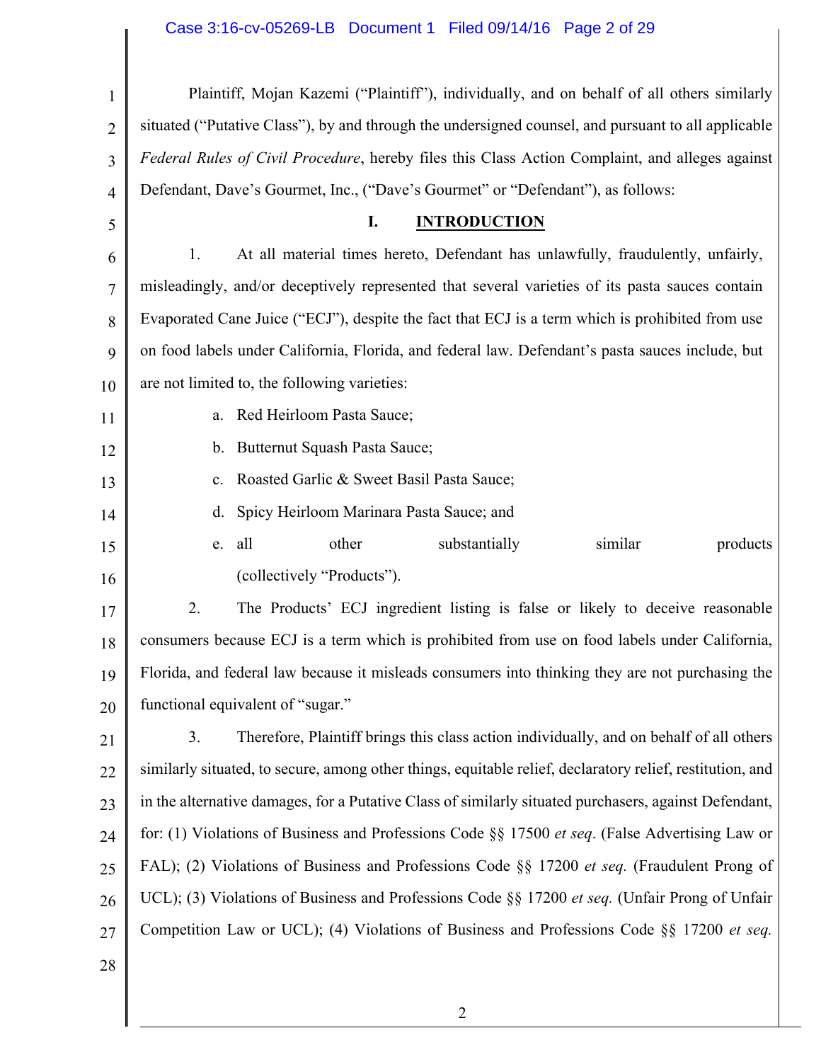Plaintiff, Mojan Kazemi ("Plaintiff"), individually, and on behalf of all others similarly situated ("Putative Class"), by and through the undersigned counsel, and pursuant to all applicable *Federal Rules of Civil Procedure*, hereby files this Class Action Complaint, and alleges against Defendant, Dave's Gourmet, Inc., ("Dave's Gourmet" or "Defendant"), as follows:

## I. INTRODUCTION

1. At all material times hereto, Defendant has unlawfully, fraudulently, unfairly, misleadingly, and/or deceptively represented that several varieties of its pasta sauces contain Evaporated Cane Juice ("ECJ"), despite the fact that ECJ is a term which is prohibited from use on food labels under California, Florida, and federal law. Defendant's pasta sauces include, but are not limited to, the following varieties:

   a. Red Heirloom Pasta Sauce;

   b. Butternut Squash Pasta Sauce;

   c. Roasted Garlic & Sweet Basil Pasta Sauce;

   d. Spicy Heirloom Marinara Pasta Sauce; and

   e. all other substantially similar products (collectively "Products").

2. The Products' ECJ ingredient listing is false or likely to deceive reasonable consumers because ECJ is a term which is prohibited from use on food labels under California, Florida, and federal law because it misleads consumers into thinking they are not purchasing the functional equivalent of "sugar."

3. Therefore, Plaintiff brings this class action individually, and on behalf of all others similarly situated, to secure, among other things, equitable relief, declaratory relief, restitution, and in the alternative damages, for a Putative Class of similarly situated purchasers, against Defendant, for: (1) Violations of Business and Professions Code §§ 17500 *et seq*. (False Advertising Law or FAL); (2) Violations of Business and Professions Code §§ 17200 *et seq.* (Fraudulent Prong of UCL); (3) Violations of Business and Professions Code §§ 17200 *et seq.* (Unfair Prong of Unfair Competition Law or UCL); (4) Violations of Business and Professions Code §§ 17200 *et seq.*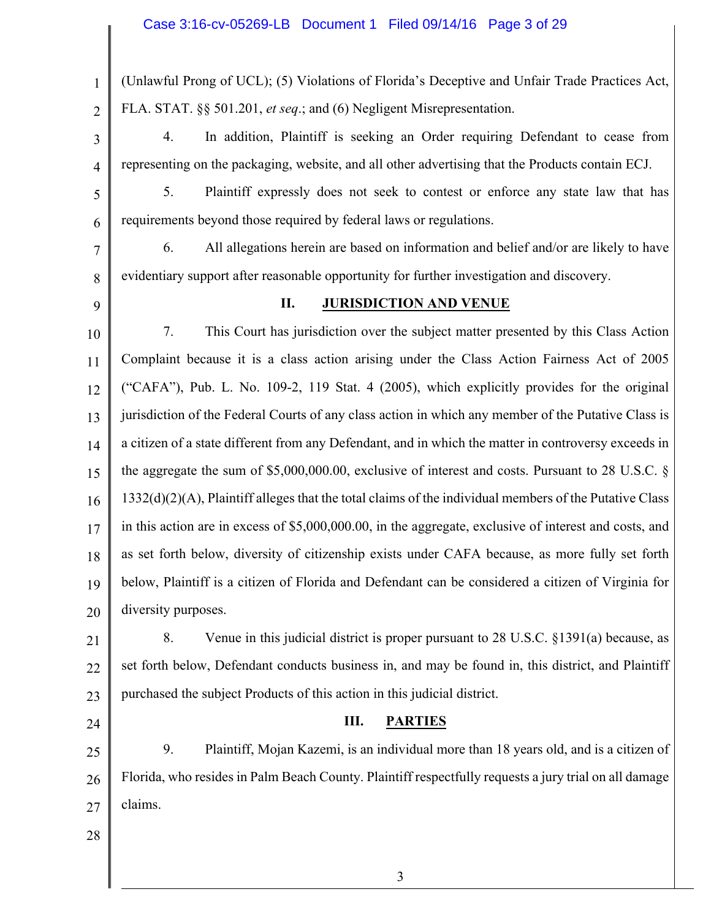(Unlawful Prong of UCL); (5) Violations of Florida's Deceptive and Unfair Trade Practices Act, FLA. STAT. §§ 501.201, *et seq*.; and (6) Negligent Misrepresentation.

4. In addition, Plaintiff is seeking an Order requiring Defendant to cease from representing on the packaging, website, and all other advertising that the Products contain ECJ.

5. Plaintiff expressly does not seek to contest or enforce any state law that has requirements beyond those required by federal laws or regulations.

6. All allegations herein are based on information and belief and/or are likely to have evidentiary support after reasonable opportunity for further investigation and discovery.

## II. JURISDICTION AND VENUE

7. This Court has jurisdiction over the subject matter presented by this Class Action Complaint because it is a class action arising under the Class Action Fairness Act of 2005 ("CAFA"), Pub. L. No. 109-2, 119 Stat. 4 (2005), which explicitly provides for the original jurisdiction of the Federal Courts of any class action in which any member of the Putative Class is a citizen of a state different from any Defendant, and in which the matter in controversy exceeds in the aggregate the sum of $5,000,000.00, exclusive of interest and costs. Pursuant to 28 U.S.C. § 1332(d)(2)(A), Plaintiff alleges that the total claims of the individual members of the Putative Class in this action are in excess of $5,000,000.00, in the aggregate, exclusive of interest and costs, and as set forth below, diversity of citizenship exists under CAFA because, as more fully set forth below, Plaintiff is a citizen of Florida and Defendant can be considered a citizen of Virginia for diversity purposes.

8. Venue in this judicial district is proper pursuant to 28 U.S.C. §1391(a) because, as set forth below, Defendant conducts business in, and may be found in, this district, and Plaintiff purchased the subject Products of this action in this judicial district.

## III. PARTIES

9. Plaintiff, Mojan Kazemi, is an individual more than 18 years old, and is a citizen of Florida, who resides in Palm Beach County. Plaintiff respectfully requests a jury trial on all damage claims.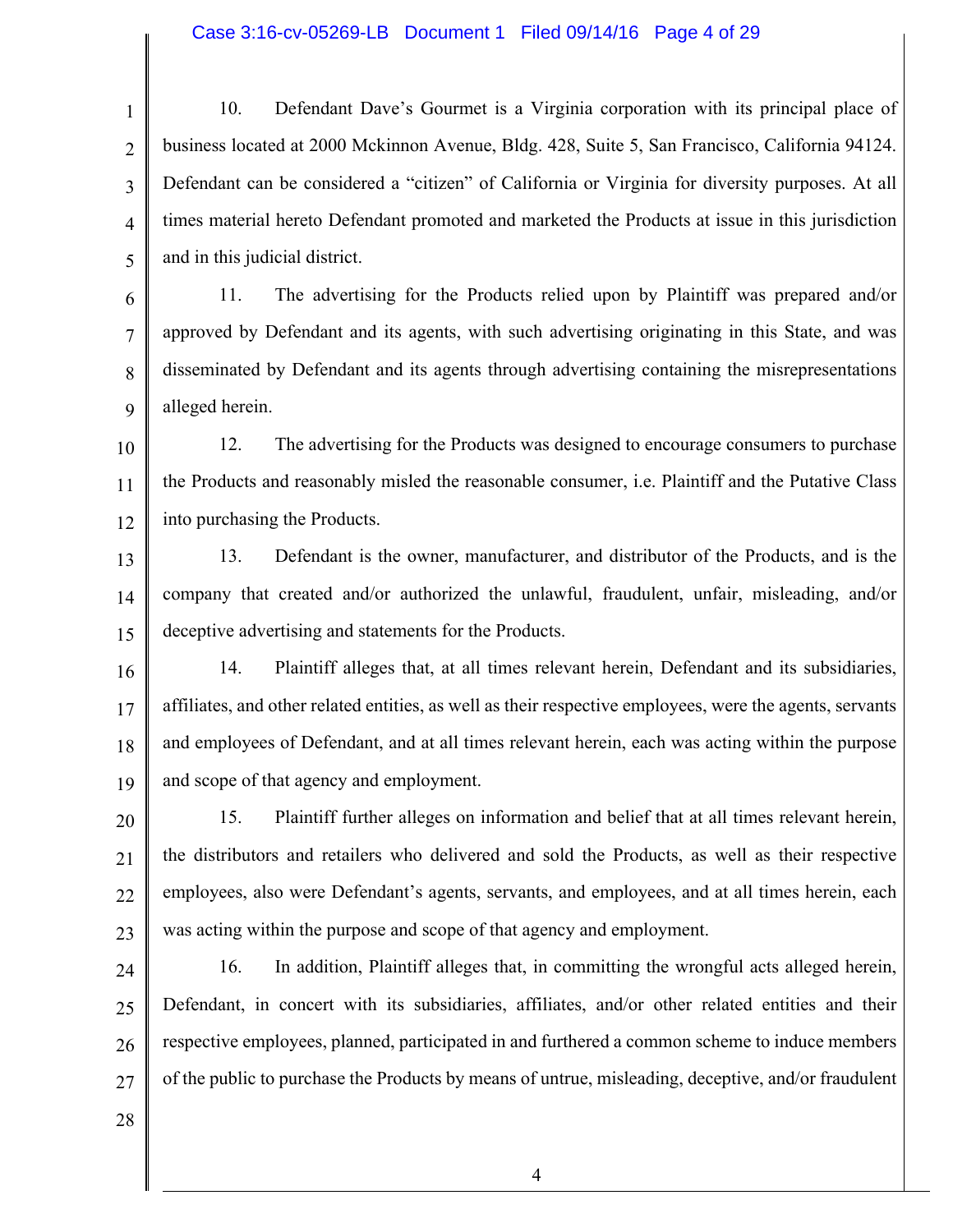10. Defendant Dave's Gourmet is a Virginia corporation with its principal place of business located at 2000 Mckinnon Avenue, Bldg. 428, Suite 5, San Francisco, California 94124. Defendant can be considered a "citizen" of California or Virginia for diversity purposes. At all times material hereto Defendant promoted and marketed the Products at issue in this jurisdiction and in this judicial district.

11. The advertising for the Products relied upon by Plaintiff was prepared and/or approved by Defendant and its agents, with such advertising originating in this State, and was disseminated by Defendant and its agents through advertising containing the misrepresentations alleged herein.

12. The advertising for the Products was designed to encourage consumers to purchase the Products and reasonably misled the reasonable consumer, i.e. Plaintiff and the Putative Class into purchasing the Products.

13. Defendant is the owner, manufacturer, and distributor of the Products, and is the company that created and/or authorized the unlawful, fraudulent, unfair, misleading, and/or deceptive advertising and statements for the Products.

14. Plaintiff alleges that, at all times relevant herein, Defendant and its subsidiaries, affiliates, and other related entities, as well as their respective employees, were the agents, servants and employees of Defendant, and at all times relevant herein, each was acting within the purpose and scope of that agency and employment.

15. Plaintiff further alleges on information and belief that at all times relevant herein, the distributors and retailers who delivered and sold the Products, as well as their respective employees, also were Defendant's agents, servants, and employees, and at all times herein, each was acting within the purpose and scope of that agency and employment.

16. In addition, Plaintiff alleges that, in committing the wrongful acts alleged herein, Defendant, in concert with its subsidiaries, affiliates, and/or other related entities and their respective employees, planned, participated in and furthered a common scheme to induce members of the public to purchase the Products by means of untrue, misleading, deceptive, and/or fraudulent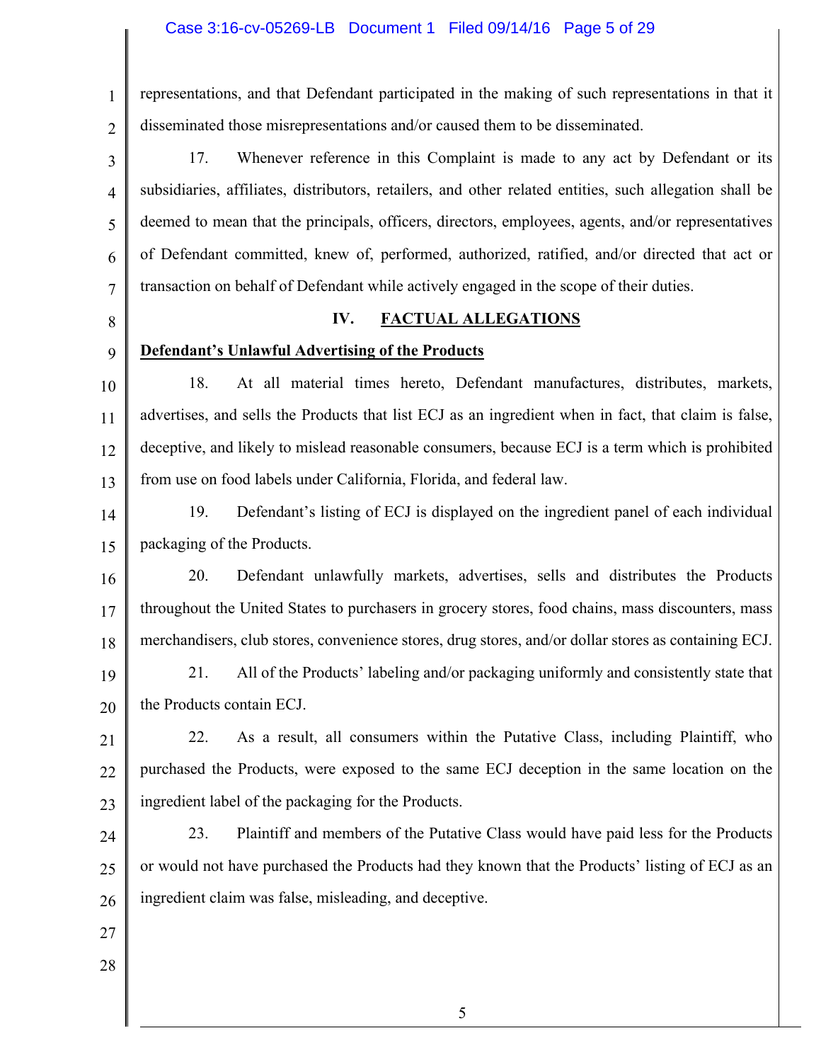representations, and that Defendant participated in the making of such representations in that it disseminated those misrepresentations and/or caused them to be disseminated.

17. Whenever reference in this Complaint is made to any act by Defendant or its subsidiaries, affiliates, distributors, retailers, and other related entities, such allegation shall be deemed to mean that the principals, officers, directors, employees, agents, and/or representatives of Defendant committed, knew of, performed, authorized, ratified, and/or directed that act or transaction on behalf of Defendant while actively engaged in the scope of their duties.

## IV. FACTUAL ALLEGATIONS

**Defendant's Unlawful Advertising of the Products**

18. At all material times hereto, Defendant manufactures, distributes, markets, advertises, and sells the Products that list ECJ as an ingredient when in fact, that claim is false, deceptive, and likely to mislead reasonable consumers, because ECJ is a term which is prohibited from use on food labels under California, Florida, and federal law.

19. Defendant's listing of ECJ is displayed on the ingredient panel of each individual packaging of the Products.

20. Defendant unlawfully markets, advertises, sells and distributes the Products throughout the United States to purchasers in grocery stores, food chains, mass discounters, mass merchandisers, club stores, convenience stores, drug stores, and/or dollar stores as containing ECJ.

21. All of the Products' labeling and/or packaging uniformly and consistently state that the Products contain ECJ.

22. As a result, all consumers within the Putative Class, including Plaintiff, who purchased the Products, were exposed to the same ECJ deception in the same location on the ingredient label of the packaging for the Products.

23. Plaintiff and members of the Putative Class would have paid less for the Products or would not have purchased the Products had they known that the Products' listing of ECJ as an ingredient claim was false, misleading, and deceptive.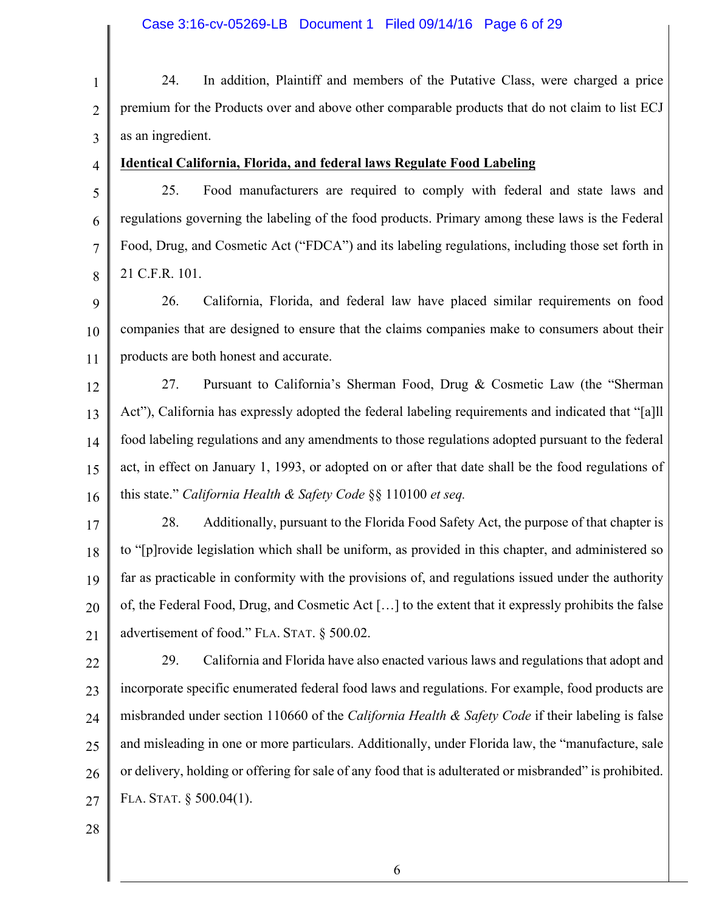24. In addition, Plaintiff and members of the Putative Class, were charged a price premium for the Products over and above other comparable products that do not claim to list ECJ as an ingredient.

**<u>Identical California, Florida, and federal laws Regulate Food Labeling</u>**

25. Food manufacturers are required to comply with federal and state laws and regulations governing the labeling of the food products. Primary among these laws is the Federal Food, Drug, and Cosmetic Act ("FDCA") and its labeling regulations, including those set forth in 21 C.F.R. 101.

26. California, Florida, and federal law have placed similar requirements on food companies that are designed to ensure that the claims companies make to consumers about their products are both honest and accurate.

27. Pursuant to California's Sherman Food, Drug & Cosmetic Law (the "Sherman Act"), California has expressly adopted the federal labeling requirements and indicated that "[a]ll food labeling regulations and any amendments to those regulations adopted pursuant to the federal act, in effect on January 1, 1993, or adopted on or after that date shall be the food regulations of this state." *California Health & Safety Code* §§ 110100 *et seq.*

28. Additionally, pursuant to the Florida Food Safety Act, the purpose of that chapter is to "[p]rovide legislation which shall be uniform, as provided in this chapter, and administered so far as practicable in conformity with the provisions of, and regulations issued under the authority of, the Federal Food, Drug, and Cosmetic Act […] to the extent that it expressly prohibits the false advertisement of food." FLA. STAT. § 500.02.

29. California and Florida have also enacted various laws and regulations that adopt and incorporate specific enumerated federal food laws and regulations. For example, food products are misbranded under section 110660 of the *California Health & Safety Code* if their labeling is false and misleading in one or more particulars. Additionally, under Florida law, the "manufacture, sale or delivery, holding or offering for sale of any food that is adulterated or misbranded" is prohibited. FLA. STAT. § 500.04(1).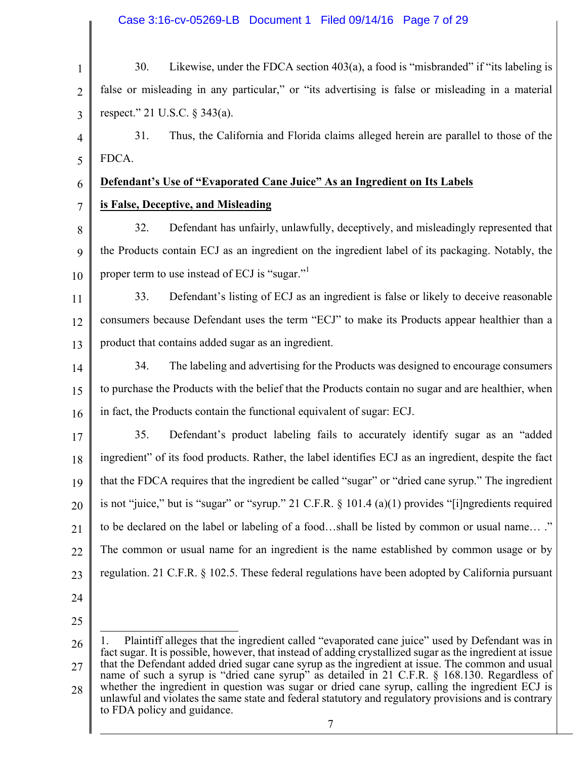30. Likewise, under the FDCA section 403(a), a food is "misbranded" if "its labeling is false or misleading in any particular," or "its advertising is false or misleading in a material respect." 21 U.S.C. § 343(a).

31. Thus, the California and Florida claims alleged herein are parallel to those of the FDCA.

**Defendant's Use of "Evaporated Cane Juice" As an Ingredient on Its Labels is False, Deceptive, and Misleading**

32. Defendant has unfairly, unlawfully, deceptively, and misleadingly represented that the Products contain ECJ as an ingredient on the ingredient label of its packaging. Notably, the proper term to use instead of ECJ is "sugar."[1]

33. Defendant's listing of ECJ as an ingredient is false or likely to deceive reasonable consumers because Defendant uses the term "ECJ" to make its Products appear healthier than a product that contains added sugar as an ingredient.

34. The labeling and advertising for the Products was designed to encourage consumers to purchase the Products with the belief that the Products contain no sugar and are healthier, when in fact, the Products contain the functional equivalent of sugar: ECJ.

35. Defendant's product labeling fails to accurately identify sugar as an "added ingredient" of its food products. Rather, the label identifies ECJ as an ingredient, despite the fact that the FDCA requires that the ingredient be called "sugar" or "dried cane syrup." The ingredient is not "juice," but is "sugar" or "syrup." 21 C.F.R. § 101.4 (a)(1) provides "[i]ngredients required to be declared on the label or labeling of a food…shall be listed by common or usual name… ." The common or usual name for an ingredient is the name established by common usage or by regulation. 21 C.F.R. § 102.5. These federal regulations have been adopted by California pursuant

---

1. Plaintiff alleges that the ingredient called "evaporated cane juice" used by Defendant was in fact sugar. It is possible, however, that instead of adding crystallized sugar as the ingredient at issue that the Defendant added dried sugar cane syrup as the ingredient at issue. The common and usual name of such a syrup is "dried cane syrup" as detailed in 21 C.F.R. § 168.130. Regardless of whether the ingredient in question was sugar or dried cane syrup, calling the ingredient ECJ is unlawful and violates the same state and federal statutory and regulatory provisions and is contrary to FDA policy and guidance.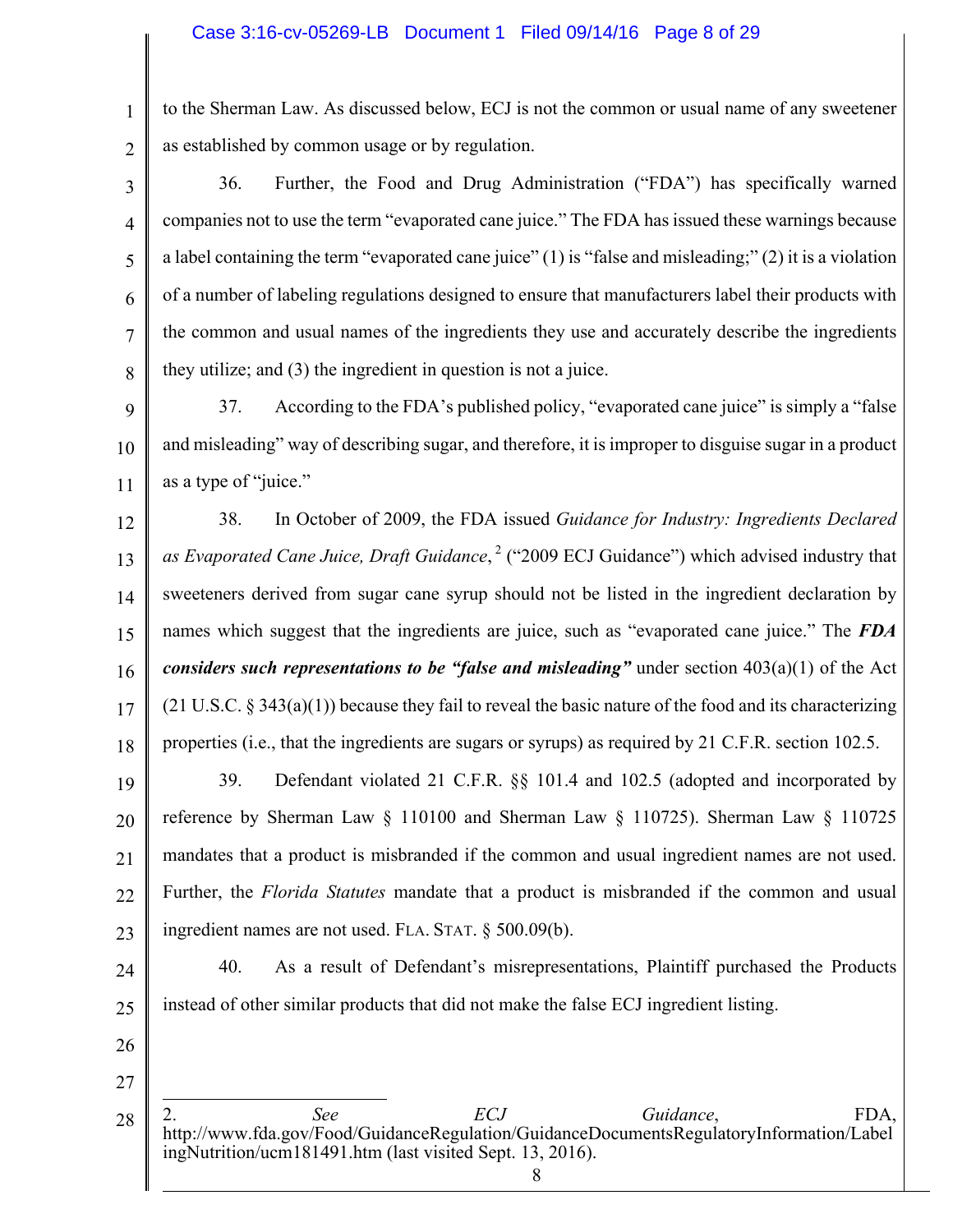to the Sherman Law. As discussed below, ECJ is not the common or usual name of any sweetener as established by common usage or by regulation.

36. Further, the Food and Drug Administration ("FDA") has specifically warned companies not to use the term "evaporated cane juice." The FDA has issued these warnings because a label containing the term "evaporated cane juice" (1) is "false and misleading;" (2) it is a violation of a number of labeling regulations designed to ensure that manufacturers label their products with the common and usual names of the ingredients they use and accurately describe the ingredients they utilize; and (3) the ingredient in question is not a juice.

37. According to the FDA's published policy, "evaporated cane juice" is simply a "false and misleading" way of describing sugar, and therefore, it is improper to disguise sugar in a product as a type of "juice."

38. In October of 2009, the FDA issued *Guidance for Industry: Ingredients Declared as Evaporated Cane Juice, Draft Guidance*,[2] ("2009 ECJ Guidance") which advised industry that sweeteners derived from sugar cane syrup should not be listed in the ingredient declaration by names which suggest that the ingredients are juice, such as "evaporated cane juice." The ***FDA considers such representations to be "false and misleading"*** under section 403(a)(1) of the Act (21 U.S.C. § 343(a)(1)) because they fail to reveal the basic nature of the food and its characterizing properties (i.e., that the ingredients are sugars or syrups) as required by 21 C.F.R. section 102.5.

39. Defendant violated 21 C.F.R. §§ 101.4 and 102.5 (adopted and incorporated by reference by Sherman Law § 110100 and Sherman Law § 110725). Sherman Law § 110725 mandates that a product is misbranded if the common and usual ingredient names are not used. Further, the *Florida Statutes* mandate that a product is misbranded if the common and usual ingredient names are not used. FLA. STAT. § 500.09(b).

40. As a result of Defendant's misrepresentations, Plaintiff purchased the Products instead of other similar products that did not make the false ECJ ingredient listing.

---

2. *See* *ECJ Guidance*, FDA, http://www.fda.gov/Food/GuidanceRegulation/GuidanceDocumentsRegulatoryInformation/LabelingNutrition/ucm181491.htm (last visited Sept. 13, 2016).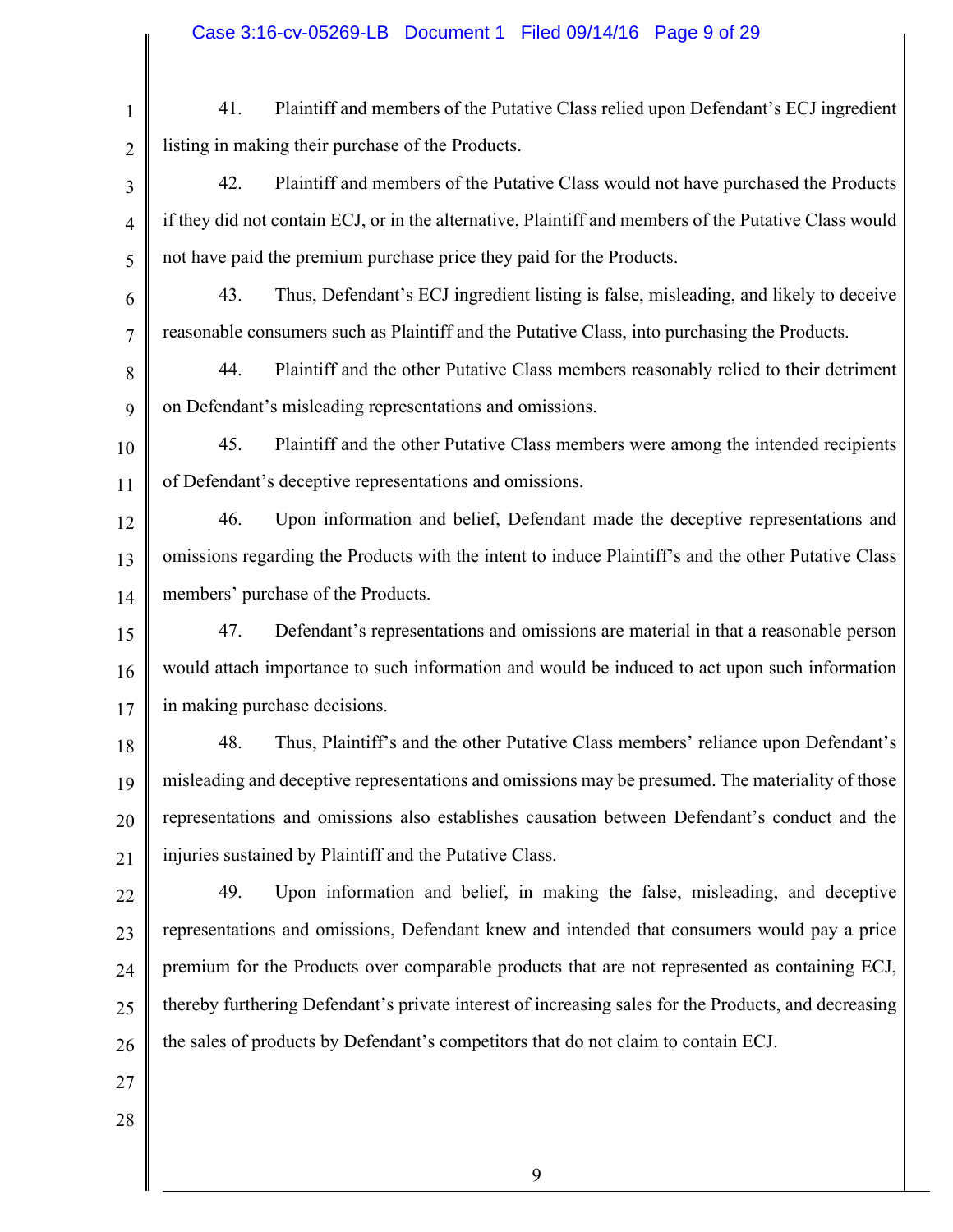41. Plaintiff and members of the Putative Class relied upon Defendant's ECJ ingredient listing in making their purchase of the Products.

42. Plaintiff and members of the Putative Class would not have purchased the Products if they did not contain ECJ, or in the alternative, Plaintiff and members of the Putative Class would not have paid the premium purchase price they paid for the Products.

43. Thus, Defendant's ECJ ingredient listing is false, misleading, and likely to deceive reasonable consumers such as Plaintiff and the Putative Class, into purchasing the Products.

44. Plaintiff and the other Putative Class members reasonably relied to their detriment on Defendant's misleading representations and omissions.

45. Plaintiff and the other Putative Class members were among the intended recipients of Defendant's deceptive representations and omissions.

46. Upon information and belief, Defendant made the deceptive representations and omissions regarding the Products with the intent to induce Plaintiff's and the other Putative Class members' purchase of the Products.

47. Defendant's representations and omissions are material in that a reasonable person would attach importance to such information and would be induced to act upon such information in making purchase decisions.

48. Thus, Plaintiff's and the other Putative Class members' reliance upon Defendant's misleading and deceptive representations and omissions may be presumed. The materiality of those representations and omissions also establishes causation between Defendant's conduct and the injuries sustained by Plaintiff and the Putative Class.

49. Upon information and belief, in making the false, misleading, and deceptive representations and omissions, Defendant knew and intended that consumers would pay a price premium for the Products over comparable products that are not represented as containing ECJ, thereby furthering Defendant's private interest of increasing sales for the Products, and decreasing the sales of products by Defendant's competitors that do not claim to contain ECJ.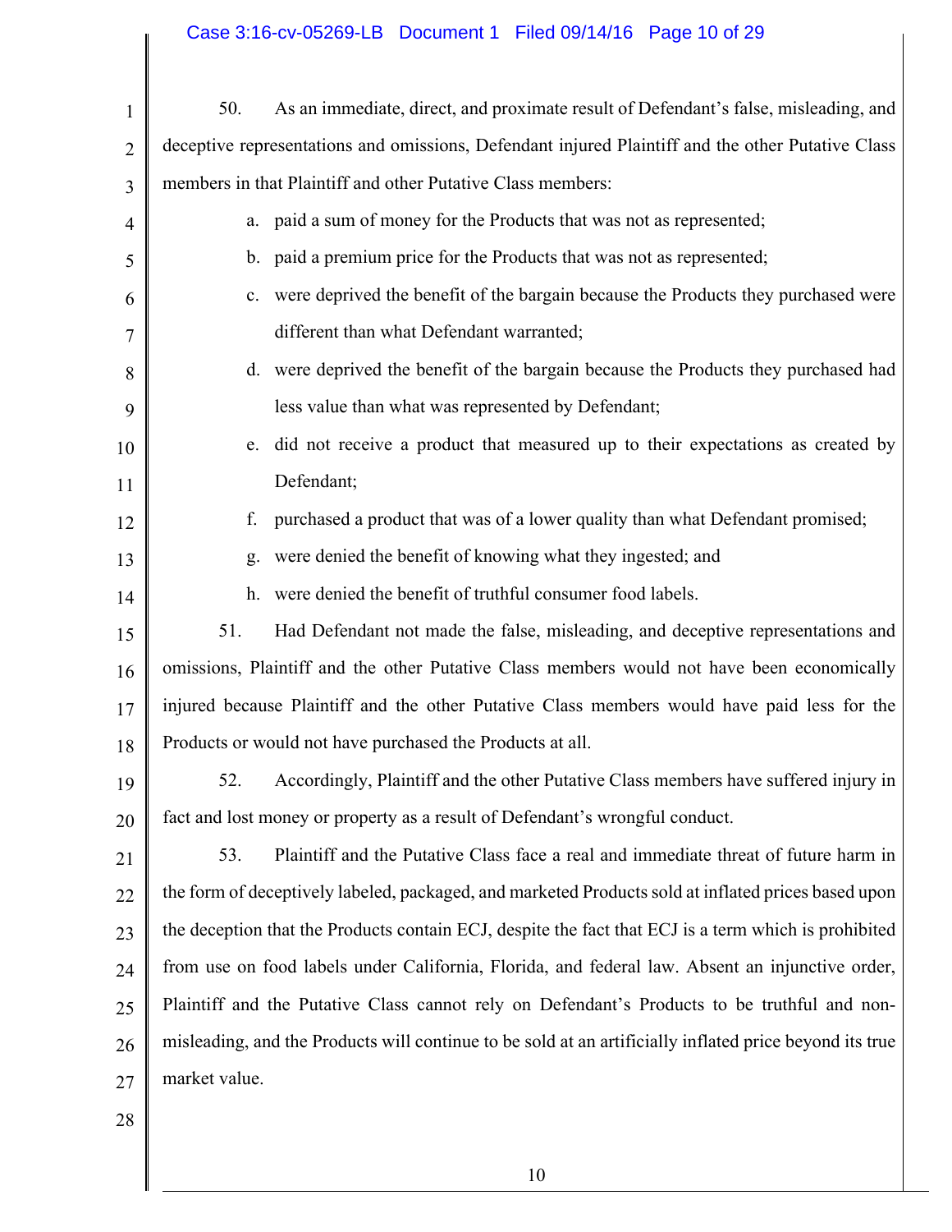50. As an immediate, direct, and proximate result of Defendant's false, misleading, and deceptive representations and omissions, Defendant injured Plaintiff and the other Putative Class members in that Plaintiff and other Putative Class members:

a. paid a sum of money for the Products that was not as represented;

b. paid a premium price for the Products that was not as represented;

c. were deprived the benefit of the bargain because the Products they purchased were different than what Defendant warranted;

d. were deprived the benefit of the bargain because the Products they purchased had less value than what was represented by Defendant;

e. did not receive a product that measured up to their expectations as created by Defendant;

f. purchased a product that was of a lower quality than what Defendant promised;

g. were denied the benefit of knowing what they ingested; and

h. were denied the benefit of truthful consumer food labels.

51. Had Defendant not made the false, misleading, and deceptive representations and omissions, Plaintiff and the other Putative Class members would not have been economically injured because Plaintiff and the other Putative Class members would have paid less for the Products or would not have purchased the Products at all.

52. Accordingly, Plaintiff and the other Putative Class members have suffered injury in fact and lost money or property as a result of Defendant's wrongful conduct.

53. Plaintiff and the Putative Class face a real and immediate threat of future harm in the form of deceptively labeled, packaged, and marketed Products sold at inflated prices based upon the deception that the Products contain ECJ, despite the fact that ECJ is a term which is prohibited from use on food labels under California, Florida, and federal law. Absent an injunctive order, Plaintiff and the Putative Class cannot rely on Defendant's Products to be truthful and non-misleading, and the Products will continue to be sold at an artificially inflated price beyond its true market value.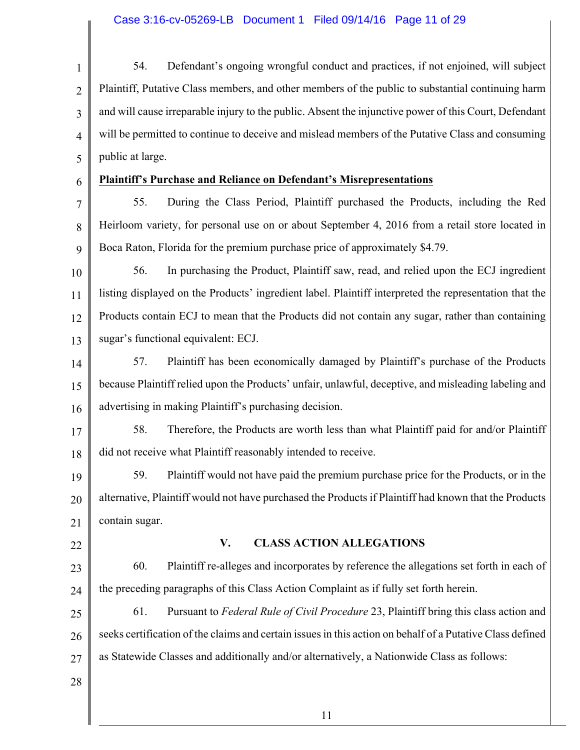54. Defendant's ongoing wrongful conduct and practices, if not enjoined, will subject Plaintiff, Putative Class members, and other members of the public to substantial continuing harm and will cause irreparable injury to the public. Absent the injunctive power of this Court, Defendant will be permitted to continue to deceive and mislead members of the Putative Class and consuming public at large.

**Plaintiff's Purchase and Reliance on Defendant's Misrepresentations**

55. During the Class Period, Plaintiff purchased the Products, including the Red Heirloom variety, for personal use on or about September 4, 2016 from a retail store located in Boca Raton, Florida for the premium purchase price of approximately $4.79.

56. In purchasing the Product, Plaintiff saw, read, and relied upon the ECJ ingredient listing displayed on the Products' ingredient label. Plaintiff interpreted the representation that the Products contain ECJ to mean that the Products did not contain any sugar, rather than containing sugar's functional equivalent: ECJ.

57. Plaintiff has been economically damaged by Plaintiff's purchase of the Products because Plaintiff relied upon the Products' unfair, unlawful, deceptive, and misleading labeling and advertising in making Plaintiff's purchasing decision.

58. Therefore, the Products are worth less than what Plaintiff paid for and/or Plaintiff did not receive what Plaintiff reasonably intended to receive.

59. Plaintiff would not have paid the premium purchase price for the Products, or in the alternative, Plaintiff would not have purchased the Products if Plaintiff had known that the Products contain sugar.

## V. CLASS ACTION ALLEGATIONS

60. Plaintiff re-alleges and incorporates by reference the allegations set forth in each of the preceding paragraphs of this Class Action Complaint as if fully set forth herein.

61. Pursuant to *Federal Rule of Civil Procedure* 23, Plaintiff bring this class action and seeks certification of the claims and certain issues in this action on behalf of a Putative Class defined as Statewide Classes and additionally and/or alternatively, a Nationwide Class as follows: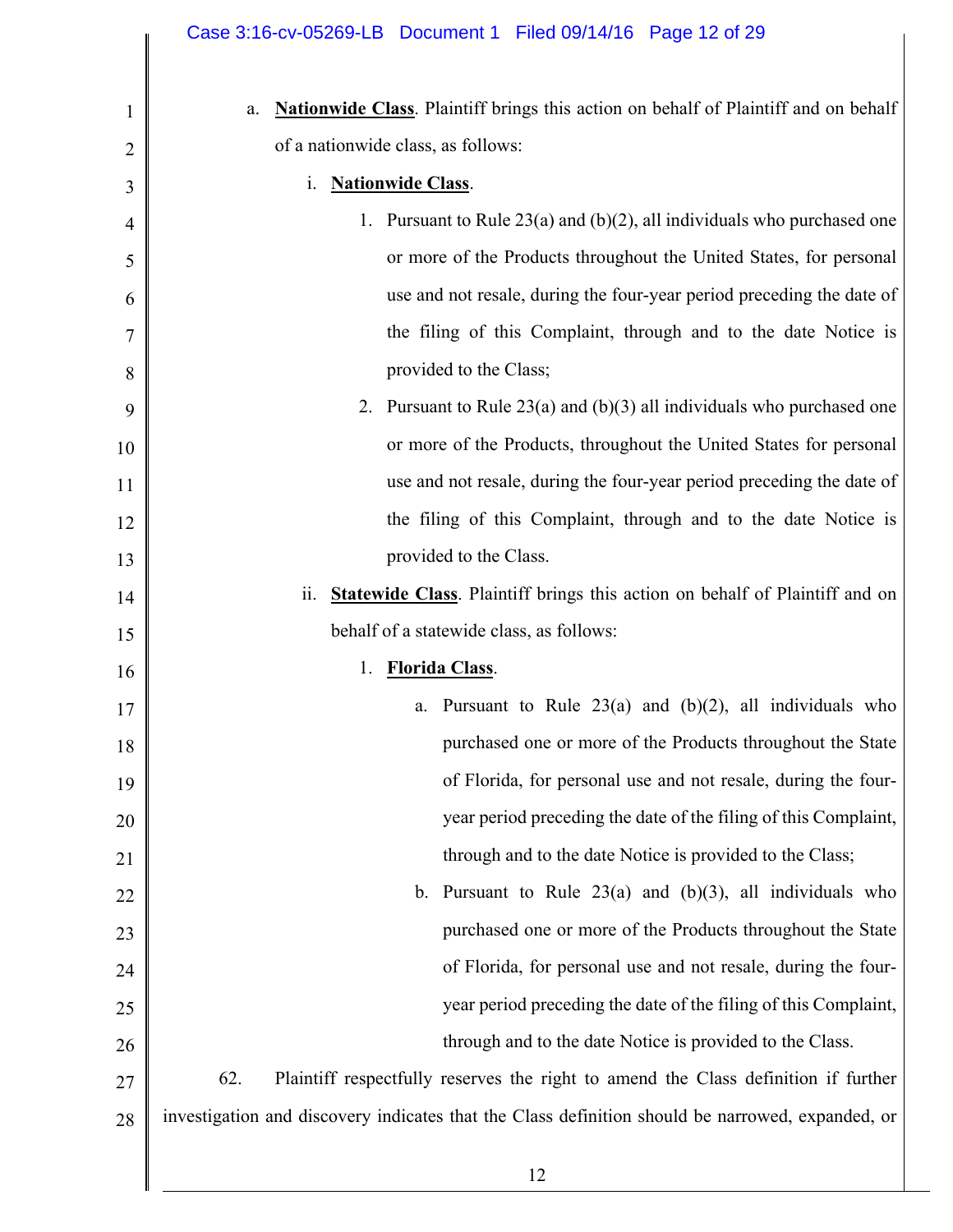a. **Nationwide Class**. Plaintiff brings this action on behalf of Plaintiff and on behalf of a nationwide class, as follows:

   i. **Nationwide Class**.

      1. Pursuant to Rule 23(a) and (b)(2), all individuals who purchased one or more of the Products throughout the United States, for personal use and not resale, during the four-year period preceding the date of the filing of this Complaint, through and to the date Notice is provided to the Class;

      2. Pursuant to Rule 23(a) and (b)(3) all individuals who purchased one or more of the Products, throughout the United States for personal use and not resale, during the four-year period preceding the date of the filing of this Complaint, through and to the date Notice is provided to the Class.

   ii. **Statewide Class**. Plaintiff brings this action on behalf of Plaintiff and on behalf of a statewide class, as follows:

      1. **Florida Class**.

         a. Pursuant to Rule 23(a) and (b)(2), all individuals who purchased one or more of the Products throughout the State of Florida, for personal use and not resale, during the four-year period preceding the date of the filing of this Complaint, through and to the date Notice is provided to the Class;

         b. Pursuant to Rule 23(a) and (b)(3), all individuals who purchased one or more of the Products throughout the State of Florida, for personal use and not resale, during the four-year period preceding the date of the filing of this Complaint, through and to the date Notice is provided to the Class.

62. Plaintiff respectfully reserves the right to amend the Class definition if further investigation and discovery indicates that the Class definition should be narrowed, expanded, or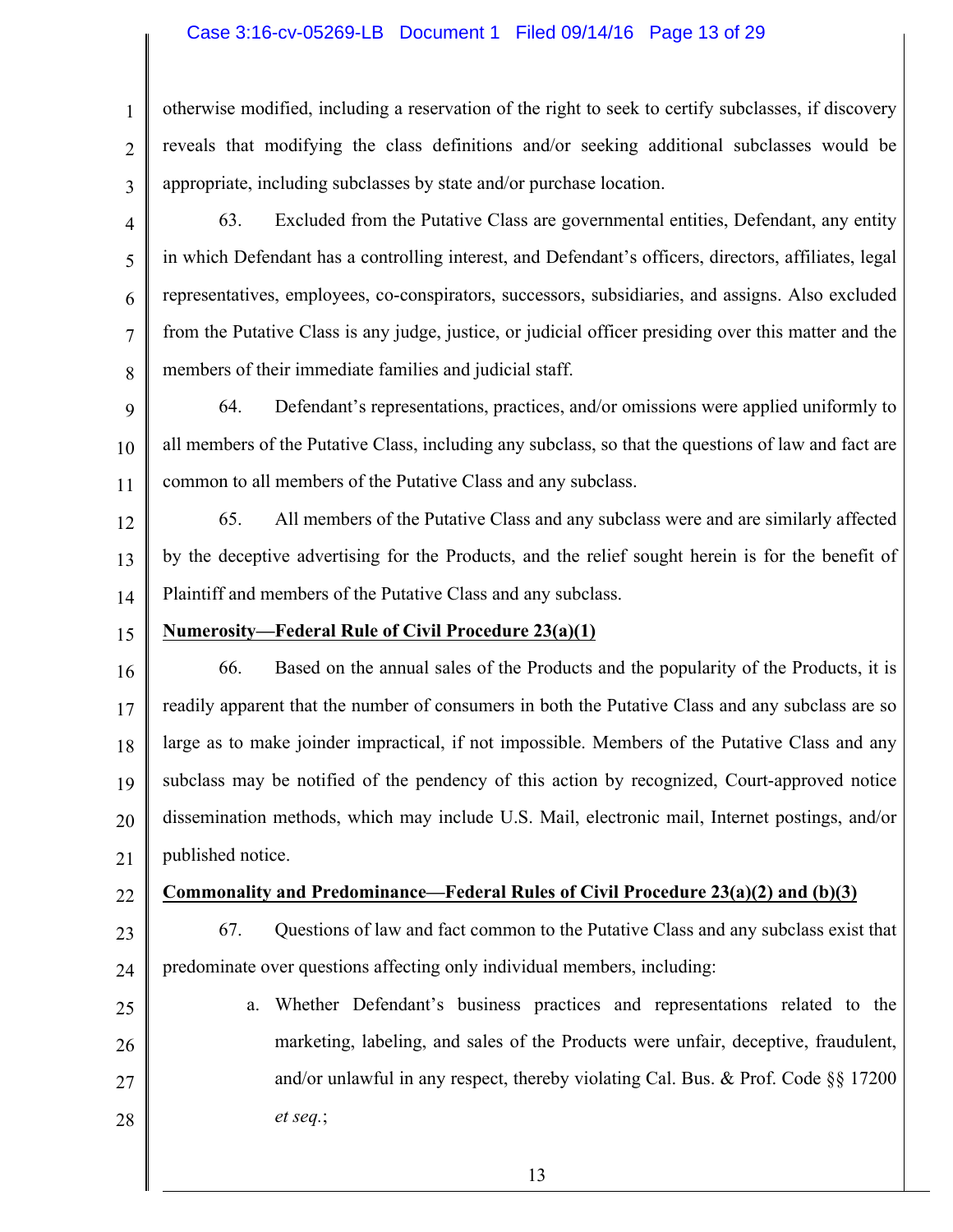otherwise modified, including a reservation of the right to seek to certify subclasses, if discovery reveals that modifying the class definitions and/or seeking additional subclasses would be appropriate, including subclasses by state and/or purchase location.

63. Excluded from the Putative Class are governmental entities, Defendant, any entity in which Defendant has a controlling interest, and Defendant's officers, directors, affiliates, legal representatives, employees, co-conspirators, successors, subsidiaries, and assigns. Also excluded from the Putative Class is any judge, justice, or judicial officer presiding over this matter and the members of their immediate families and judicial staff.

64. Defendant's representations, practices, and/or omissions were applied uniformly to all members of the Putative Class, including any subclass, so that the questions of law and fact are common to all members of the Putative Class and any subclass.

65. All members of the Putative Class and any subclass were and are similarly affected by the deceptive advertising for the Products, and the relief sought herein is for the benefit of Plaintiff and members of the Putative Class and any subclass.

**Numerosity—Federal Rule of Civil Procedure 23(a)(1)**

66. Based on the annual sales of the Products and the popularity of the Products, it is readily apparent that the number of consumers in both the Putative Class and any subclass are so large as to make joinder impractical, if not impossible. Members of the Putative Class and any subclass may be notified of the pendency of this action by recognized, Court-approved notice dissemination methods, which may include U.S. Mail, electronic mail, Internet postings, and/or published notice.

**Commonality and Predominance—Federal Rules of Civil Procedure 23(a)(2) and (b)(3)**

67. Questions of law and fact common to the Putative Class and any subclass exist that predominate over questions affecting only individual members, including:

a. Whether Defendant's business practices and representations related to the marketing, labeling, and sales of the Products were unfair, deceptive, fraudulent, and/or unlawful in any respect, thereby violating Cal. Bus. & Prof. Code §§ 17200 *et seq.*;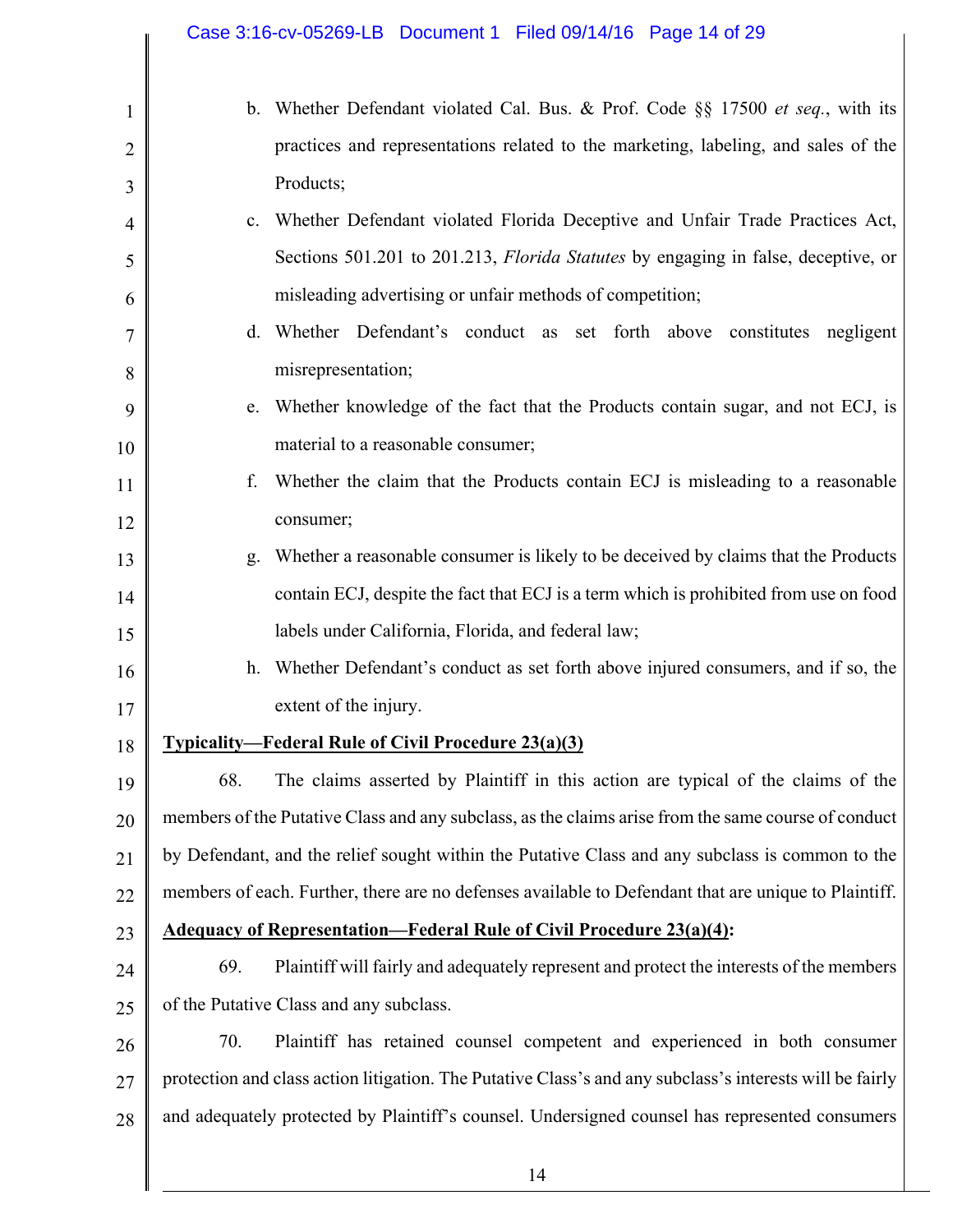b. Whether Defendant violated Cal. Bus. & Prof. Code §§ 17500 *et seq.*, with its practices and representations related to the marketing, labeling, and sales of the Products;

c. Whether Defendant violated Florida Deceptive and Unfair Trade Practices Act, Sections 501.201 to 201.213, *Florida Statutes* by engaging in false, deceptive, or misleading advertising or unfair methods of competition;

d. Whether Defendant's conduct as set forth above constitutes negligent misrepresentation;

e. Whether knowledge of the fact that the Products contain sugar, and not ECJ, is material to a reasonable consumer;

f. Whether the claim that the Products contain ECJ is misleading to a reasonable consumer;

g. Whether a reasonable consumer is likely to be deceived by claims that the Products contain ECJ, despite the fact that ECJ is a term which is prohibited from use on food labels under California, Florida, and federal law;

h. Whether Defendant's conduct as set forth above injured consumers, and if so, the extent of the injury.

**Typicality—Federal Rule of Civil Procedure 23(a)(3)**

68. The claims asserted by Plaintiff in this action are typical of the claims of the members of the Putative Class and any subclass, as the claims arise from the same course of conduct by Defendant, and the relief sought within the Putative Class and any subclass is common to the members of each. Further, there are no defenses available to Defendant that are unique to Plaintiff.

**Adequacy of Representation—Federal Rule of Civil Procedure 23(a)(4):**

69. Plaintiff will fairly and adequately represent and protect the interests of the members of the Putative Class and any subclass.

70. Plaintiff has retained counsel competent and experienced in both consumer protection and class action litigation. The Putative Class's and any subclass's interests will be fairly and adequately protected by Plaintiff's counsel. Undersigned counsel has represented consumers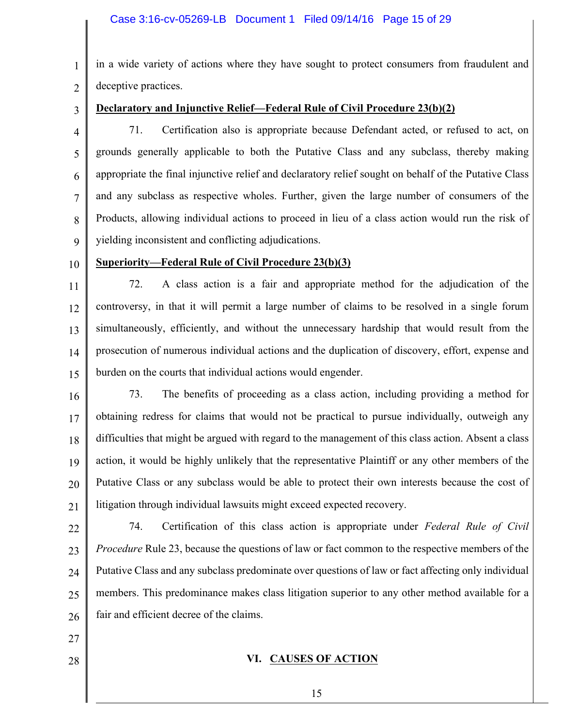in a wide variety of actions where they have sought to protect consumers from fraudulent and deceptive practices.

**Declaratory and Injunctive Relief—Federal Rule of Civil Procedure 23(b)(2)**

71. Certification also is appropriate because Defendant acted, or refused to act, on grounds generally applicable to both the Putative Class and any subclass, thereby making appropriate the final injunctive relief and declaratory relief sought on behalf of the Putative Class and any subclass as respective wholes. Further, given the large number of consumers of the Products, allowing individual actions to proceed in lieu of a class action would run the risk of yielding inconsistent and conflicting adjudications.

**Superiority—Federal Rule of Civil Procedure 23(b)(3)**

72. A class action is a fair and appropriate method for the adjudication of the controversy, in that it will permit a large number of claims to be resolved in a single forum simultaneously, efficiently, and without the unnecessary hardship that would result from the prosecution of numerous individual actions and the duplication of discovery, effort, expense and burden on the courts that individual actions would engender.

73. The benefits of proceeding as a class action, including providing a method for obtaining redress for claims that would not be practical to pursue individually, outweigh any difficulties that might be argued with regard to the management of this class action. Absent a class action, it would be highly unlikely that the representative Plaintiff or any other members of the Putative Class or any subclass would be able to protect their own interests because the cost of litigation through individual lawsuits might exceed expected recovery.

74. Certification of this class action is appropriate under *Federal Rule of Civil Procedure* Rule 23, because the questions of law or fact common to the respective members of the Putative Class and any subclass predominate over questions of law or fact affecting only individual members. This predominance makes class litigation superior to any other method available for a fair and efficient decree of the claims.

## VI. CAUSES OF ACTION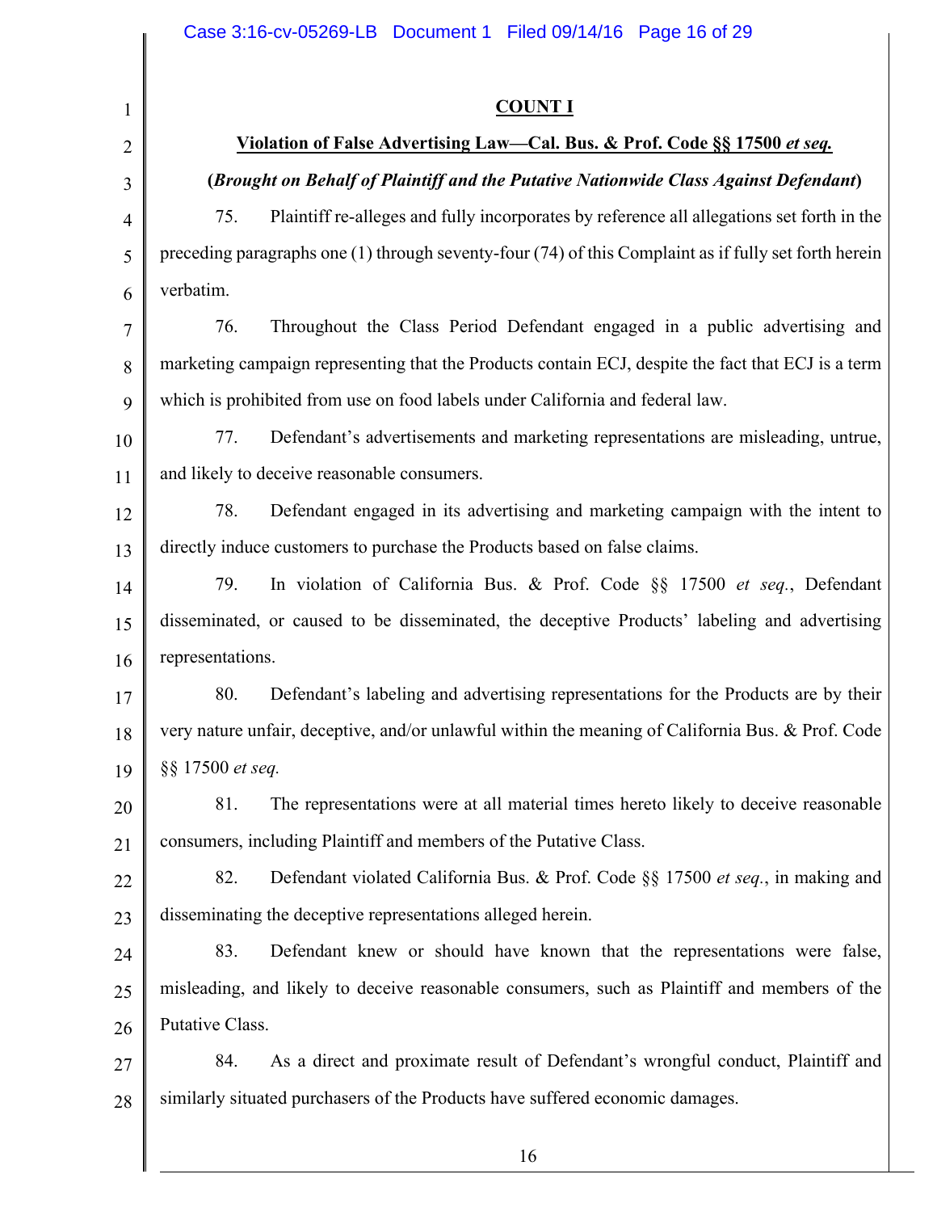**COUNT I**

**Violation of False Advertising Law—Cal. Bus. & Prof. Code §§ 17500 *et seq.***

**(*Brought on Behalf of Plaintiff and the Putative Nationwide Class Against Defendant*)**

75. Plaintiff re-alleges and fully incorporates by reference all allegations set forth in the preceding paragraphs one (1) through seventy-four (74) of this Complaint as if fully set forth herein verbatim.

76. Throughout the Class Period Defendant engaged in a public advertising and marketing campaign representing that the Products contain ECJ, despite the fact that ECJ is a term which is prohibited from use on food labels under California and federal law.

77. Defendant's advertisements and marketing representations are misleading, untrue, and likely to deceive reasonable consumers.

78. Defendant engaged in its advertising and marketing campaign with the intent to directly induce customers to purchase the Products based on false claims.

79. In violation of California Bus. & Prof. Code §§ 17500 *et seq.*, Defendant disseminated, or caused to be disseminated, the deceptive Products' labeling and advertising representations.

80. Defendant's labeling and advertising representations for the Products are by their very nature unfair, deceptive, and/or unlawful within the meaning of California Bus. & Prof. Code §§ 17500 *et seq.*

81. The representations were at all material times hereto likely to deceive reasonable consumers, including Plaintiff and members of the Putative Class.

82. Defendant violated California Bus. & Prof. Code §§ 17500 *et seq.*, in making and disseminating the deceptive representations alleged herein.

83. Defendant knew or should have known that the representations were false, misleading, and likely to deceive reasonable consumers, such as Plaintiff and members of the Putative Class.

84. As a direct and proximate result of Defendant's wrongful conduct, Plaintiff and similarly situated purchasers of the Products have suffered economic damages.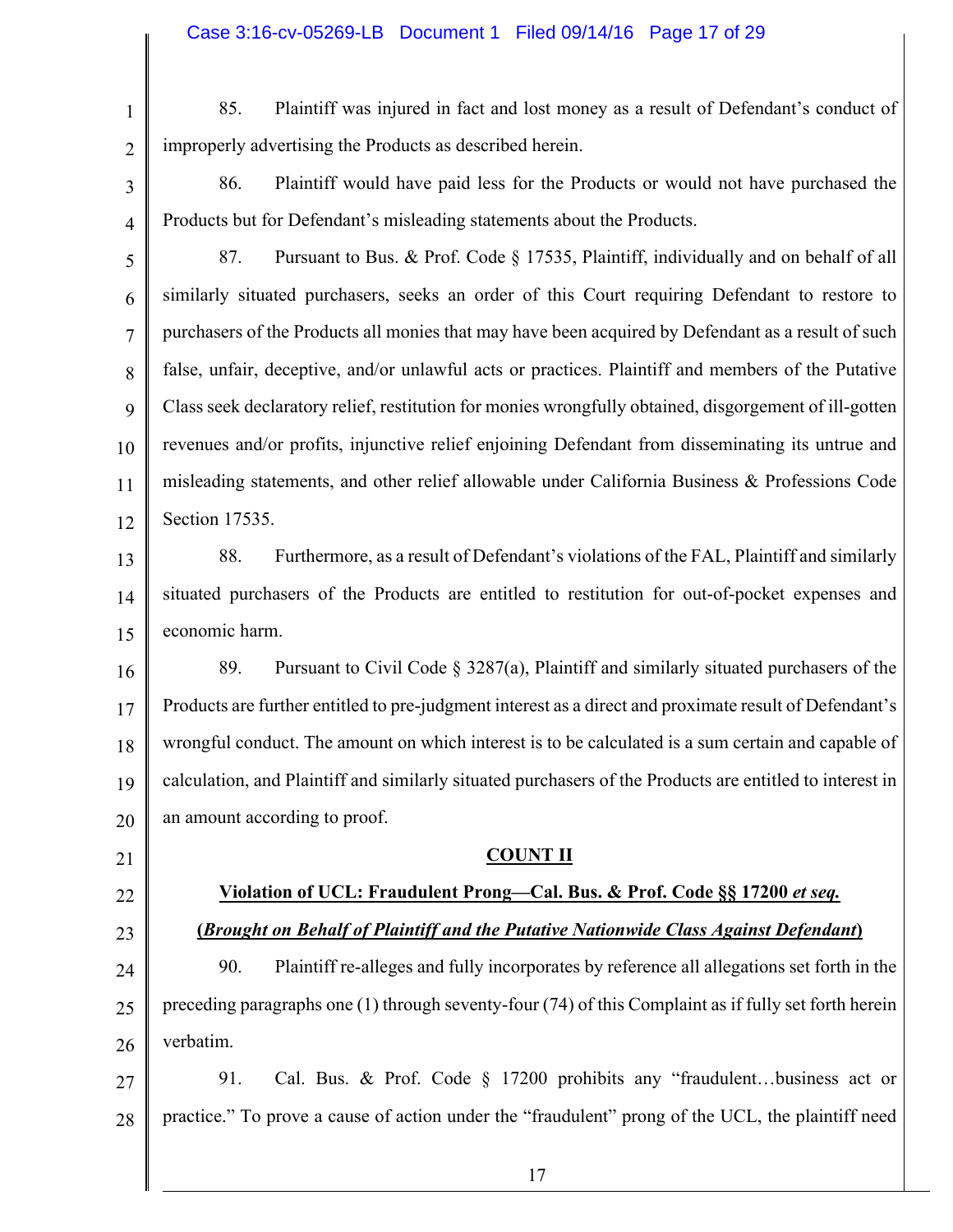85. Plaintiff was injured in fact and lost money as a result of Defendant's conduct of improperly advertising the Products as described herein.

86. Plaintiff would have paid less for the Products or would not have purchased the Products but for Defendant's misleading statements about the Products.

87. Pursuant to Bus. & Prof. Code § 17535, Plaintiff, individually and on behalf of all similarly situated purchasers, seeks an order of this Court requiring Defendant to restore to purchasers of the Products all monies that may have been acquired by Defendant as a result of such false, unfair, deceptive, and/or unlawful acts or practices. Plaintiff and members of the Putative Class seek declaratory relief, restitution for monies wrongfully obtained, disgorgement of ill-gotten revenues and/or profits, injunctive relief enjoining Defendant from disseminating its untrue and misleading statements, and other relief allowable under California Business & Professions Code Section 17535.

88. Furthermore, as a result of Defendant's violations of the FAL, Plaintiff and similarly situated purchasers of the Products are entitled to restitution for out-of-pocket expenses and economic harm.

89. Pursuant to Civil Code § 3287(a), Plaintiff and similarly situated purchasers of the Products are further entitled to pre-judgment interest as a direct and proximate result of Defendant's wrongful conduct. The amount on which interest is to be calculated is a sum certain and capable of calculation, and Plaintiff and similarly situated purchasers of the Products are entitled to interest in an amount according to proof.

## COUNT II

## Violation of UCL: Fraudulent Prong—Cal. Bus. & Prof. Code §§ 17200 *et seq.*

**(*Brought on Behalf of Plaintiff and the Putative Nationwide Class Against Defendant*)**

90. Plaintiff re-alleges and fully incorporates by reference all allegations set forth in the preceding paragraphs one (1) through seventy-four (74) of this Complaint as if fully set forth herein verbatim.

91. Cal. Bus. & Prof. Code § 17200 prohibits any "fraudulent…business act or practice." To prove a cause of action under the "fraudulent" prong of the UCL, the plaintiff need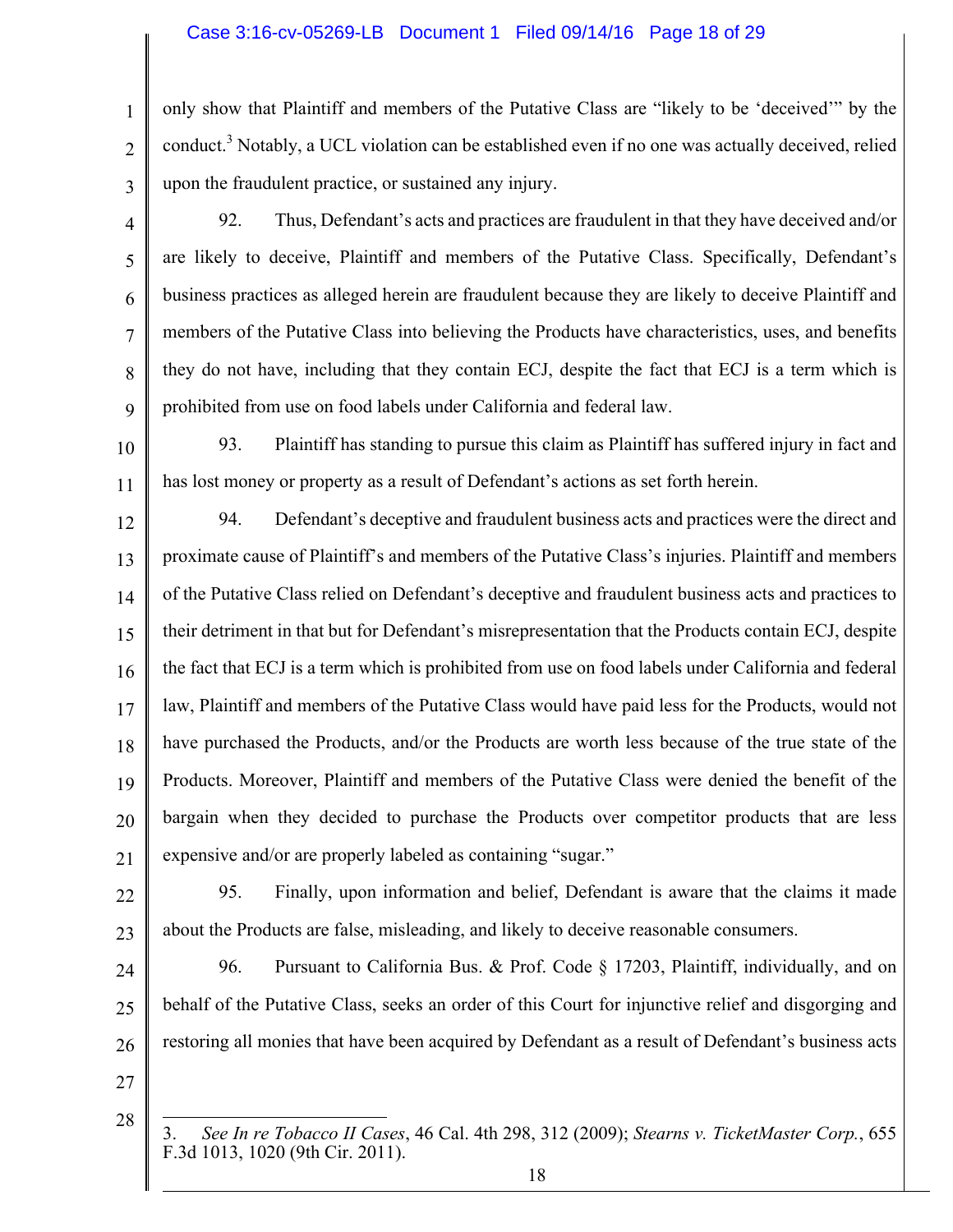only show that Plaintiff and members of the Putative Class are "likely to be 'deceived'" by the conduct.[3] Notably, a UCL violation can be established even if no one was actually deceived, relied upon the fraudulent practice, or sustained any injury.

92. Thus, Defendant's acts and practices are fraudulent in that they have deceived and/or are likely to deceive, Plaintiff and members of the Putative Class. Specifically, Defendant's business practices as alleged herein are fraudulent because they are likely to deceive Plaintiff and members of the Putative Class into believing the Products have characteristics, uses, and benefits they do not have, including that they contain ECJ, despite the fact that ECJ is a term which is prohibited from use on food labels under California and federal law.

93. Plaintiff has standing to pursue this claim as Plaintiff has suffered injury in fact and has lost money or property as a result of Defendant's actions as set forth herein.

94. Defendant's deceptive and fraudulent business acts and practices were the direct and proximate cause of Plaintiff's and members of the Putative Class's injuries. Plaintiff and members of the Putative Class relied on Defendant's deceptive and fraudulent business acts and practices to their detriment in that but for Defendant's misrepresentation that the Products contain ECJ, despite the fact that ECJ is a term which is prohibited from use on food labels under California and federal law, Plaintiff and members of the Putative Class would have paid less for the Products, would not have purchased the Products, and/or the Products are worth less because of the true state of the Products. Moreover, Plaintiff and members of the Putative Class were denied the benefit of the bargain when they decided to purchase the Products over competitor products that are less expensive and/or are properly labeled as containing "sugar."

95. Finally, upon information and belief, Defendant is aware that the claims it made about the Products are false, misleading, and likely to deceive reasonable consumers.

96. Pursuant to California Bus. & Prof. Code § 17203, Plaintiff, individually, and on behalf of the Putative Class, seeks an order of this Court for injunctive relief and disgorging and restoring all monies that have been acquired by Defendant as a result of Defendant's business acts

---

3. *See In re Tobacco II Cases*, 46 Cal. 4th 298, 312 (2009); *Stearns v. TicketMaster Corp.*, 655 F.3d 1013, 1020 (9th Cir. 2011).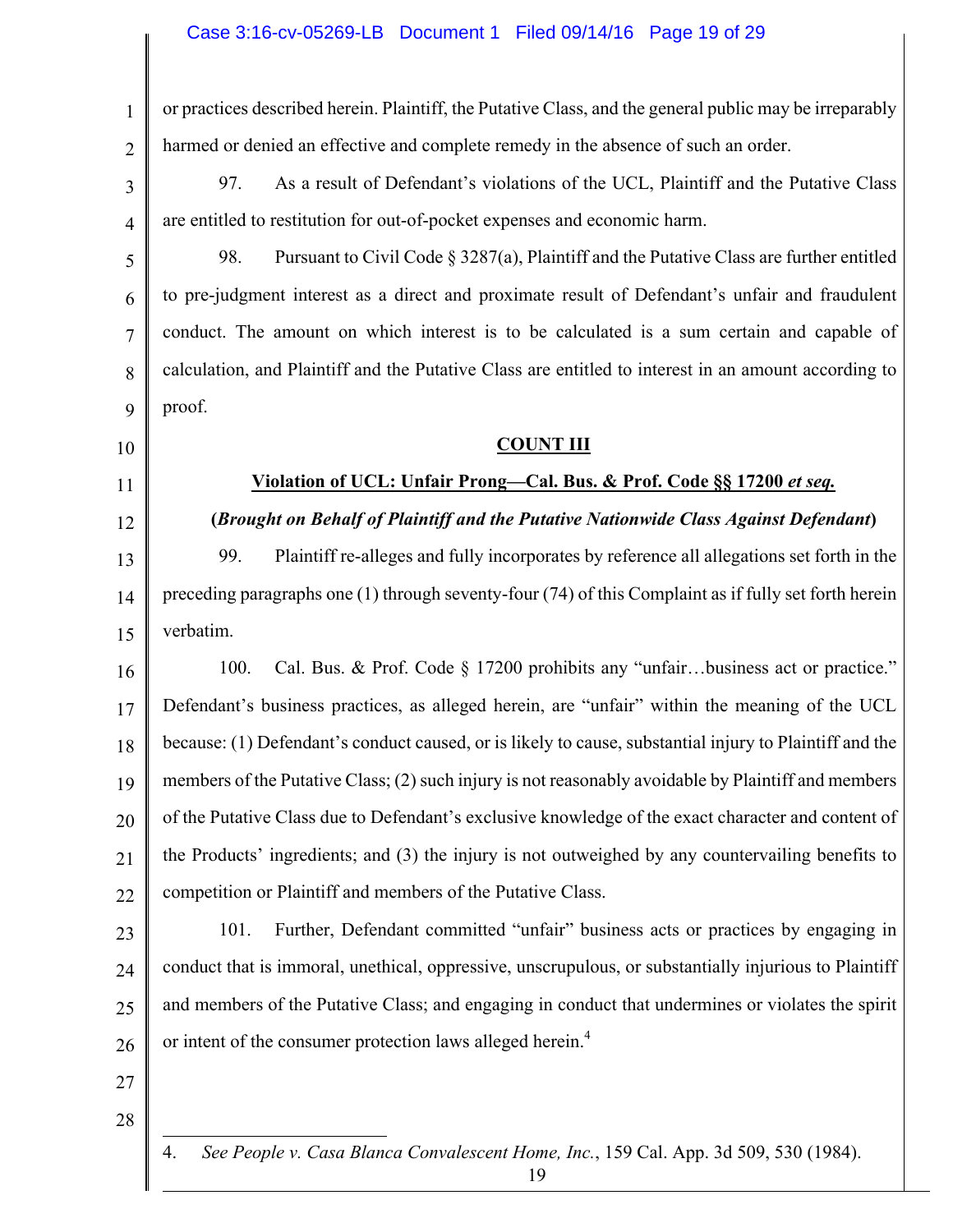or practices described herein. Plaintiff, the Putative Class, and the general public may be irreparably harmed or denied an effective and complete remedy in the absence of such an order.

97. As a result of Defendant's violations of the UCL, Plaintiff and the Putative Class are entitled to restitution for out-of-pocket expenses and economic harm.

98. Pursuant to Civil Code § 3287(a), Plaintiff and the Putative Class are further entitled to pre-judgment interest as a direct and proximate result of Defendant's unfair and fraudulent conduct. The amount on which interest is to be calculated is a sum certain and capable of calculation, and Plaintiff and the Putative Class are entitled to interest in an amount according to proof.

## COUNT III

### Violation of UCL: Unfair Prong—Cal. Bus. & Prof. Code §§ 17200 *et seq.*

**(*Brought on Behalf of Plaintiff and the Putative Nationwide Class Against Defendant*)**

99. Plaintiff re-alleges and fully incorporates by reference all allegations set forth in the preceding paragraphs one (1) through seventy-four (74) of this Complaint as if fully set forth herein verbatim.

100. Cal. Bus. & Prof. Code § 17200 prohibits any "unfair…business act or practice." Defendant's business practices, as alleged herein, are "unfair" within the meaning of the UCL because: (1) Defendant's conduct caused, or is likely to cause, substantial injury to Plaintiff and the members of the Putative Class; (2) such injury is not reasonably avoidable by Plaintiff and members of the Putative Class due to Defendant's exclusive knowledge of the exact character and content of the Products' ingredients; and (3) the injury is not outweighed by any countervailing benefits to competition or Plaintiff and members of the Putative Class.

101. Further, Defendant committed "unfair" business acts or practices by engaging in conduct that is immoral, unethical, oppressive, unscrupulous, or substantially injurious to Plaintiff and members of the Putative Class; and engaging in conduct that undermines or violates the spirit or intent of the consumer protection laws alleged herein.[4]

---

4. *See People v. Casa Blanca Convalescent Home, Inc.*, 159 Cal. App. 3d 509, 530 (1984).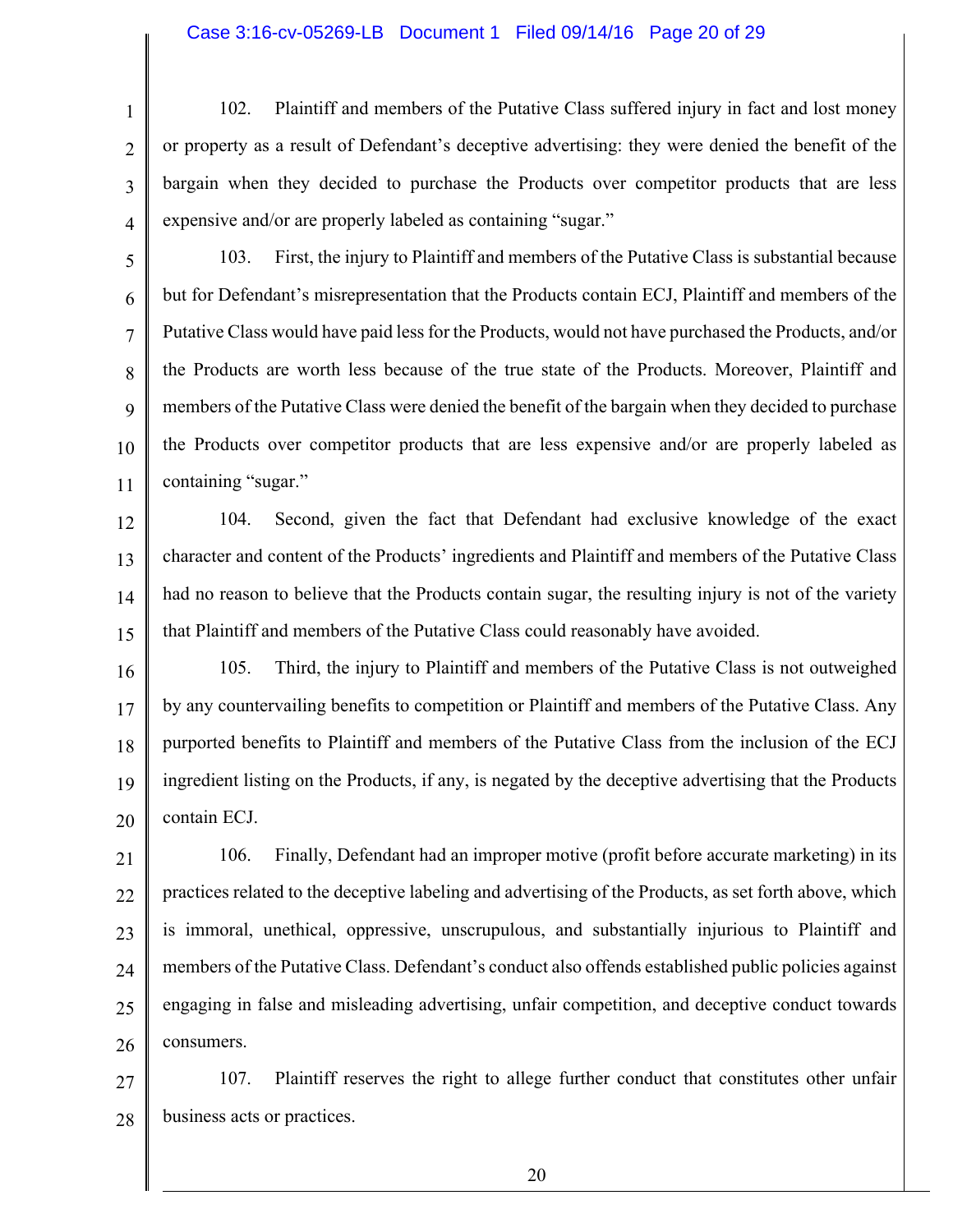102. Plaintiff and members of the Putative Class suffered injury in fact and lost money or property as a result of Defendant's deceptive advertising: they were denied the benefit of the bargain when they decided to purchase the Products over competitor products that are less expensive and/or are properly labeled as containing "sugar."

103. First, the injury to Plaintiff and members of the Putative Class is substantial because but for Defendant's misrepresentation that the Products contain ECJ, Plaintiff and members of the Putative Class would have paid less for the Products, would not have purchased the Products, and/or the Products are worth less because of the true state of the Products. Moreover, Plaintiff and members of the Putative Class were denied the benefit of the bargain when they decided to purchase the Products over competitor products that are less expensive and/or are properly labeled as containing "sugar."

104. Second, given the fact that Defendant had exclusive knowledge of the exact character and content of the Products' ingredients and Plaintiff and members of the Putative Class had no reason to believe that the Products contain sugar, the resulting injury is not of the variety that Plaintiff and members of the Putative Class could reasonably have avoided.

105. Third, the injury to Plaintiff and members of the Putative Class is not outweighed by any countervailing benefits to competition or Plaintiff and members of the Putative Class. Any purported benefits to Plaintiff and members of the Putative Class from the inclusion of the ECJ ingredient listing on the Products, if any, is negated by the deceptive advertising that the Products contain ECJ.

106. Finally, Defendant had an improper motive (profit before accurate marketing) in its practices related to the deceptive labeling and advertising of the Products, as set forth above, which is immoral, unethical, oppressive, unscrupulous, and substantially injurious to Plaintiff and members of the Putative Class. Defendant's conduct also offends established public policies against engaging in false and misleading advertising, unfair competition, and deceptive conduct towards consumers.

107. Plaintiff reserves the right to allege further conduct that constitutes other unfair business acts or practices.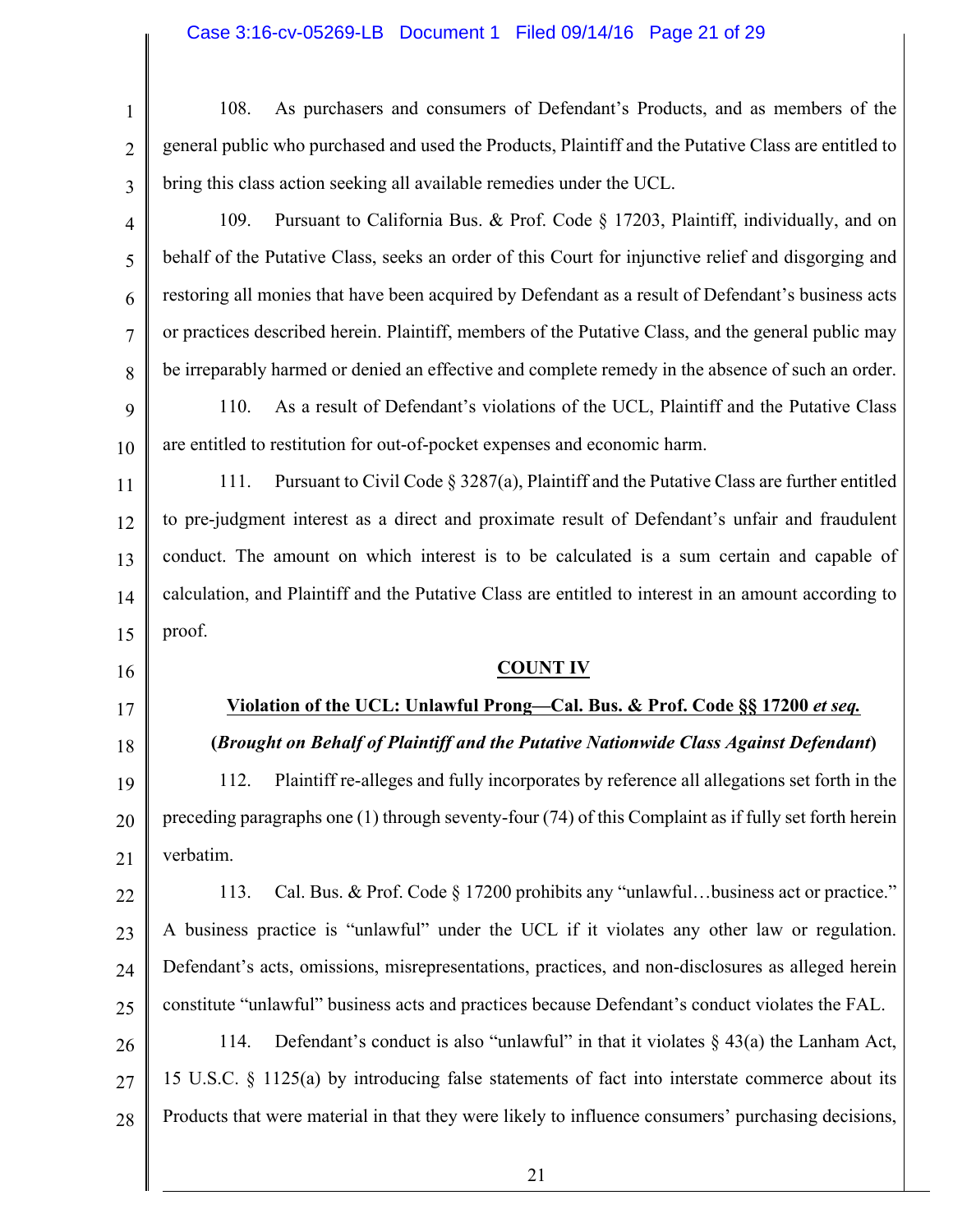108. As purchasers and consumers of Defendant's Products, and as members of the general public who purchased and used the Products, Plaintiff and the Putative Class are entitled to bring this class action seeking all available remedies under the UCL.

109. Pursuant to California Bus. & Prof. Code § 17203, Plaintiff, individually, and on behalf of the Putative Class, seeks an order of this Court for injunctive relief and disgorging and restoring all monies that have been acquired by Defendant as a result of Defendant's business acts or practices described herein. Plaintiff, members of the Putative Class, and the general public may be irreparably harmed or denied an effective and complete remedy in the absence of such an order.

110. As a result of Defendant's violations of the UCL, Plaintiff and the Putative Class are entitled to restitution for out-of-pocket expenses and economic harm.

111. Pursuant to Civil Code § 3287(a), Plaintiff and the Putative Class are further entitled to pre-judgment interest as a direct and proximate result of Defendant's unfair and fraudulent conduct. The amount on which interest is to be calculated is a sum certain and capable of calculation, and Plaintiff and the Putative Class are entitled to interest in an amount according to proof.

**COUNT IV**

**Violation of the UCL: Unlawful Prong—Cal. Bus. & Prof. Code §§ 17200 *et seq.***

**(*Brought on Behalf of Plaintiff and the Putative Nationwide Class Against Defendant*)**

112. Plaintiff re-alleges and fully incorporates by reference all allegations set forth in the preceding paragraphs one (1) through seventy-four (74) of this Complaint as if fully set forth herein verbatim.

113. Cal. Bus. & Prof. Code § 17200 prohibits any "unlawful…business act or practice." A business practice is "unlawful" under the UCL if it violates any other law or regulation. Defendant's acts, omissions, misrepresentations, practices, and non-disclosures as alleged herein constitute "unlawful" business acts and practices because Defendant's conduct violates the FAL.

114. Defendant's conduct is also "unlawful" in that it violates § 43(a) the Lanham Act, 15 U.S.C. § 1125(a) by introducing false statements of fact into interstate commerce about its Products that were material in that they were likely to influence consumers' purchasing decisions,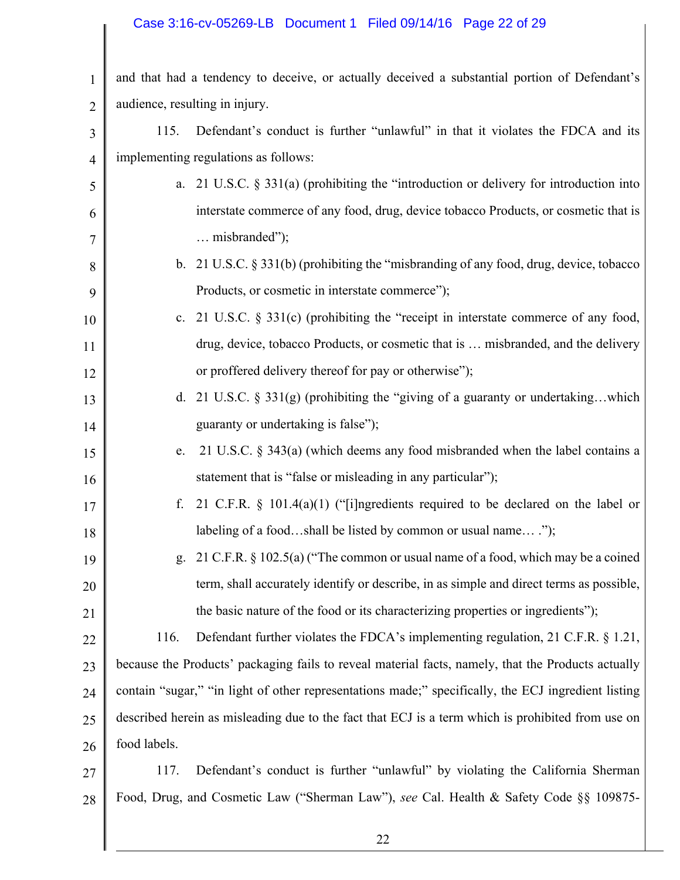and that had a tendency to deceive, or actually deceived a substantial portion of Defendant's audience, resulting in injury.

115. Defendant's conduct is further "unlawful" in that it violates the FDCA and its implementing regulations as follows:

a. 21 U.S.C. § 331(a) (prohibiting the "introduction or delivery for introduction into interstate commerce of any food, drug, device tobacco Products, or cosmetic that is … misbranded");

b. 21 U.S.C. § 331(b) (prohibiting the "misbranding of any food, drug, device, tobacco Products, or cosmetic in interstate commerce");

c. 21 U.S.C. § 331(c) (prohibiting the "receipt in interstate commerce of any food, drug, device, tobacco Products, or cosmetic that is … misbranded, and the delivery or proffered delivery thereof for pay or otherwise");

d. 21 U.S.C. § 331(g) (prohibiting the "giving of a guaranty or undertaking…which guaranty or undertaking is false");

e. 21 U.S.C. § 343(a) (which deems any food misbranded when the label contains a statement that is "false or misleading in any particular");

f. 21 C.F.R. § 101.4(a)(1) ("[i]ngredients required to be declared on the label or labeling of a food…shall be listed by common or usual name… .");

g. 21 C.F.R. § 102.5(a) ("The common or usual name of a food, which may be a coined term, shall accurately identify or describe, in as simple and direct terms as possible, the basic nature of the food or its characterizing properties or ingredients");

116. Defendant further violates the FDCA's implementing regulation, 21 C.F.R. § 1.21, because the Products' packaging fails to reveal material facts, namely, that the Products actually contain "sugar," "in light of other representations made;" specifically, the ECJ ingredient listing described herein as misleading due to the fact that ECJ is a term which is prohibited from use on food labels.

117. Defendant's conduct is further "unlawful" by violating the California Sherman Food, Drug, and Cosmetic Law ("Sherman Law"), *see* Cal. Health & Safety Code §§ 109875-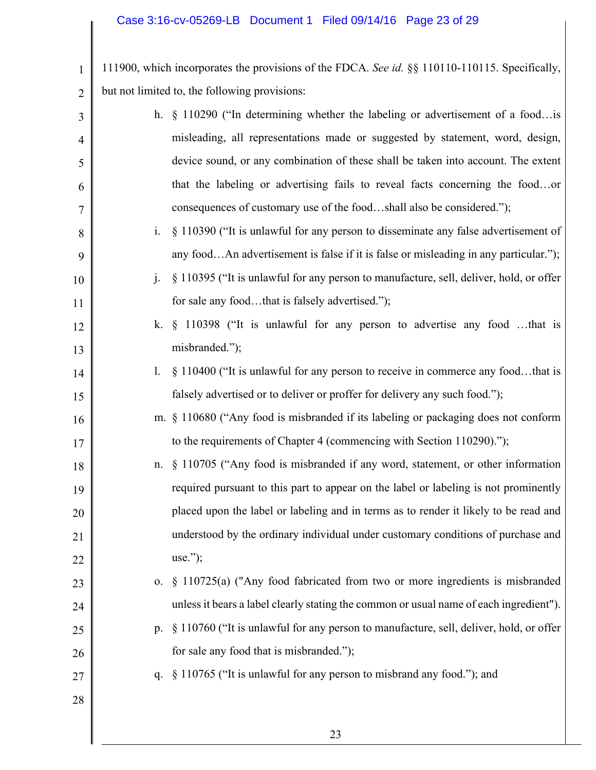111900, which incorporates the provisions of the FDCA. *See id.* §§ 110110-110115. Specifically, but not limited to, the following provisions:

h. § 110290 ("In determining whether the labeling or advertisement of a food…is misleading, all representations made or suggested by statement, word, design, device sound, or any combination of these shall be taken into account. The extent that the labeling or advertising fails to reveal facts concerning the food…or consequences of customary use of the food…shall also be considered.");

i. § 110390 ("It is unlawful for any person to disseminate any false advertisement of any food…An advertisement is false if it is false or misleading in any particular.");

j. § 110395 ("It is unlawful for any person to manufacture, sell, deliver, hold, or offer for sale any food…that is falsely advertised.");

k. § 110398 ("It is unlawful for any person to advertise any food …that is misbranded.");

l. § 110400 ("It is unlawful for any person to receive in commerce any food…that is falsely advertised or to deliver or proffer for delivery any such food.");

m. § 110680 ("Any food is misbranded if its labeling or packaging does not conform to the requirements of Chapter 4 (commencing with Section 110290).");

n. § 110705 ("Any food is misbranded if any word, statement, or other information required pursuant to this part to appear on the label or labeling is not prominently placed upon the label or labeling and in terms as to render it likely to be read and understood by the ordinary individual under customary conditions of purchase and use.");

o. § 110725(a) ("Any food fabricated from two or more ingredients is misbranded unless it bears a label clearly stating the common or usual name of each ingredient").

p. § 110760 ("It is unlawful for any person to manufacture, sell, deliver, hold, or offer for sale any food that is misbranded.");

q. § 110765 ("It is unlawful for any person to misbrand any food."); and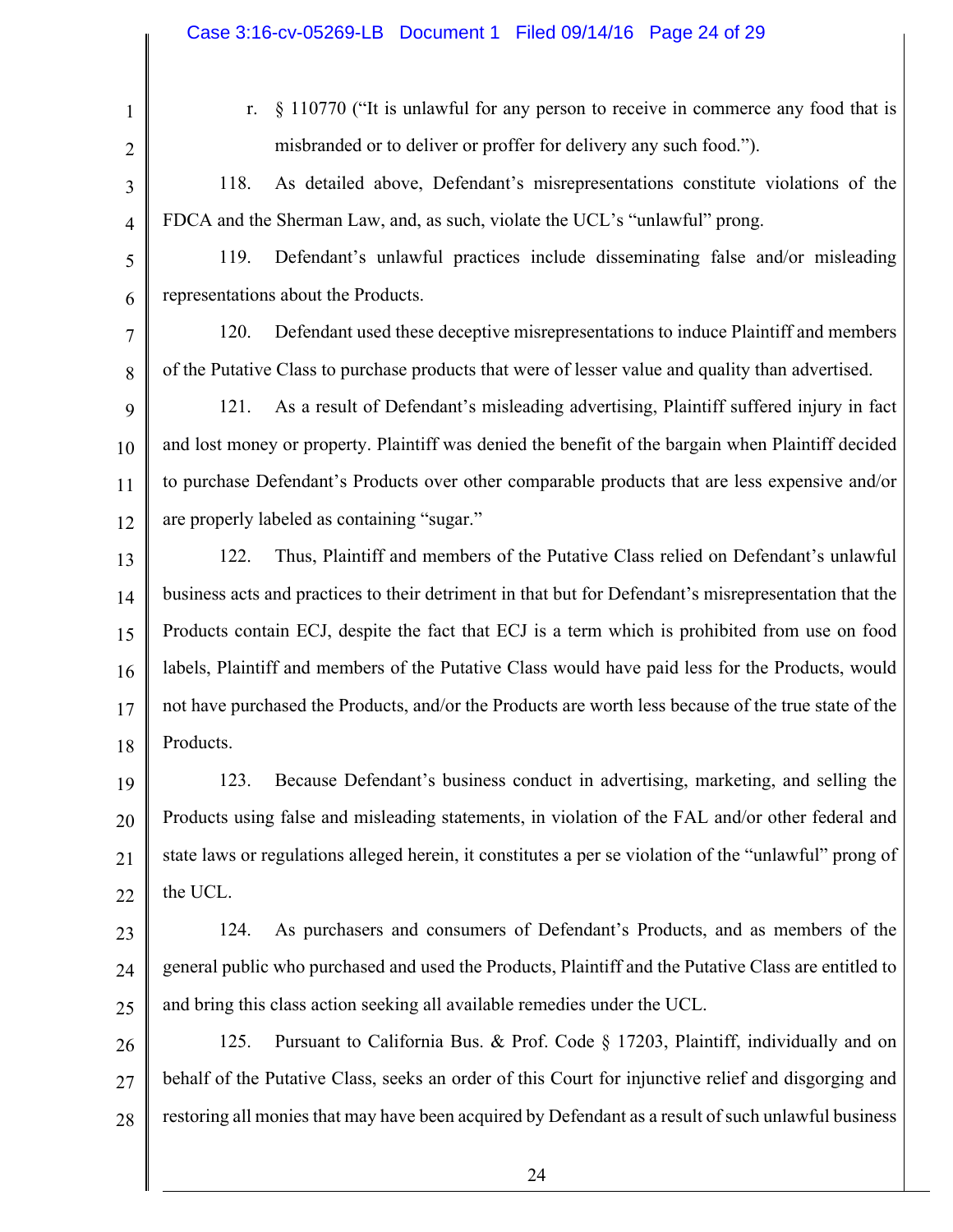r. § 110770 ("It is unlawful for any person to receive in commerce any food that is misbranded or to deliver or proffer for delivery any such food.").

118. As detailed above, Defendant's misrepresentations constitute violations of the FDCA and the Sherman Law, and, as such, violate the UCL's "unlawful" prong.

119. Defendant's unlawful practices include disseminating false and/or misleading representations about the Products.

120. Defendant used these deceptive misrepresentations to induce Plaintiff and members of the Putative Class to purchase products that were of lesser value and quality than advertised.

121. As a result of Defendant's misleading advertising, Plaintiff suffered injury in fact and lost money or property. Plaintiff was denied the benefit of the bargain when Plaintiff decided to purchase Defendant's Products over other comparable products that are less expensive and/or are properly labeled as containing "sugar."

122. Thus, Plaintiff and members of the Putative Class relied on Defendant's unlawful business acts and practices to their detriment in that but for Defendant's misrepresentation that the Products contain ECJ, despite the fact that ECJ is a term which is prohibited from use on food labels, Plaintiff and members of the Putative Class would have paid less for the Products, would not have purchased the Products, and/or the Products are worth less because of the true state of the Products.

123. Because Defendant's business conduct in advertising, marketing, and selling the Products using false and misleading statements, in violation of the FAL and/or other federal and state laws or regulations alleged herein, it constitutes a per se violation of the "unlawful" prong of the UCL.

124. As purchasers and consumers of Defendant's Products, and as members of the general public who purchased and used the Products, Plaintiff and the Putative Class are entitled to and bring this class action seeking all available remedies under the UCL.

125. Pursuant to California Bus. & Prof. Code § 17203, Plaintiff, individually and on behalf of the Putative Class, seeks an order of this Court for injunctive relief and disgorging and restoring all monies that may have been acquired by Defendant as a result of such unlawful business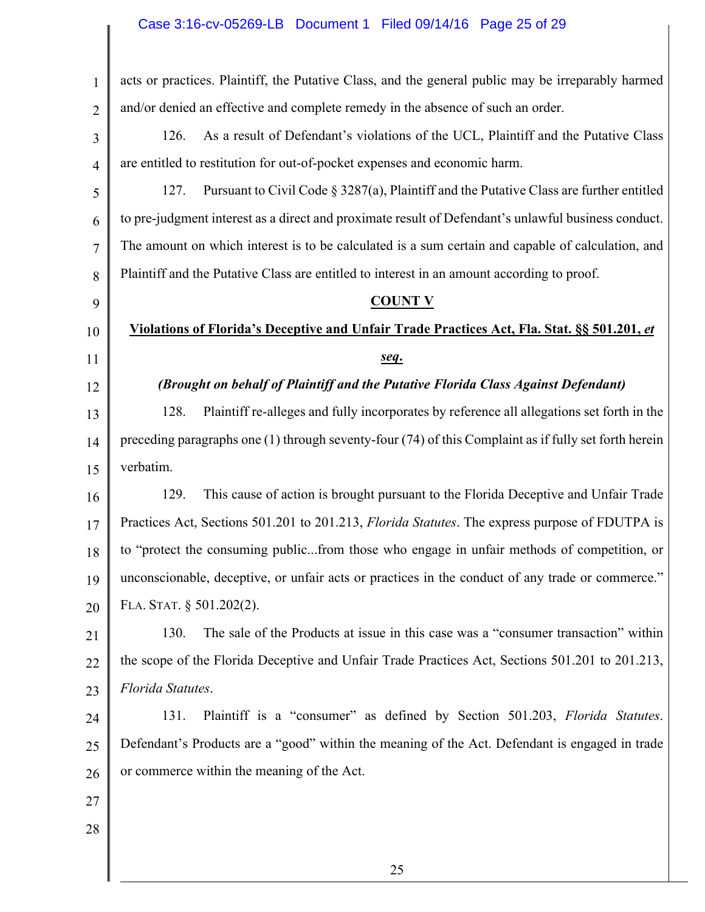acts or practices. Plaintiff, the Putative Class, and the general public may be irreparably harmed and/or denied an effective and complete remedy in the absence of such an order.

126. As a result of Defendant's violations of the UCL, Plaintiff and the Putative Class are entitled to restitution for out-of-pocket expenses and economic harm.

127. Pursuant to Civil Code § 3287(a), Plaintiff and the Putative Class are further entitled to pre-judgment interest as a direct and proximate result of Defendant's unlawful business conduct. The amount on which interest is to be calculated is a sum certain and capable of calculation, and Plaintiff and the Putative Class are entitled to interest in an amount according to proof.

## COUNT V

## Violations of Florida's Deceptive and Unfair Trade Practices Act, Fla. Stat. §§ 501.201, *et seq.*

***(Brought on behalf of Plaintiff and the Putative Florida Class Against Defendant)***

128. Plaintiff re-alleges and fully incorporates by reference all allegations set forth in the preceding paragraphs one (1) through seventy-four (74) of this Complaint as if fully set forth herein verbatim.

129. This cause of action is brought pursuant to the Florida Deceptive and Unfair Trade Practices Act, Sections 501.201 to 201.213, *Florida Statutes*. The express purpose of FDUTPA is to "protect the consuming public...from those who engage in unfair methods of competition, or unconscionable, deceptive, or unfair acts or practices in the conduct of any trade or commerce." FLA. STAT. § 501.202(2).

130. The sale of the Products at issue in this case was a "consumer transaction" within the scope of the Florida Deceptive and Unfair Trade Practices Act, Sections 501.201 to 201.213, *Florida Statutes*.

131. Plaintiff is a "consumer" as defined by Section 501.203, *Florida Statutes*. Defendant's Products are a "good" within the meaning of the Act. Defendant is engaged in trade or commerce within the meaning of the Act.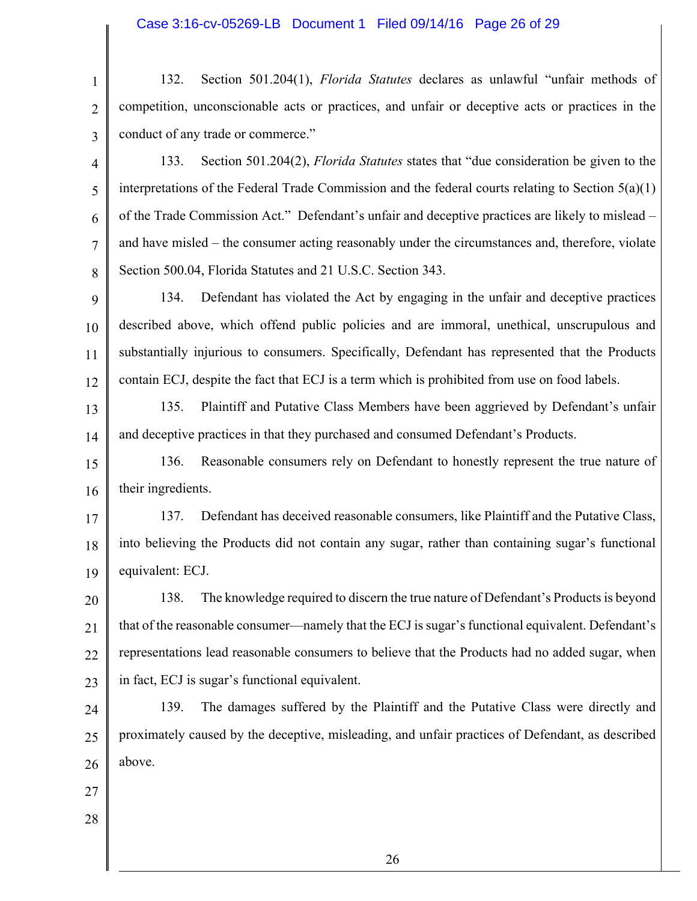132. Section 501.204(1), *Florida Statutes* declares as unlawful "unfair methods of competition, unconscionable acts or practices, and unfair or deceptive acts or practices in the conduct of any trade or commerce."

133. Section 501.204(2), *Florida Statutes* states that "due consideration be given to the interpretations of the Federal Trade Commission and the federal courts relating to Section 5(a)(1) of the Trade Commission Act." Defendant's unfair and deceptive practices are likely to mislead – and have misled – the consumer acting reasonably under the circumstances and, therefore, violate Section 500.04, Florida Statutes and 21 U.S.C. Section 343.

134. Defendant has violated the Act by engaging in the unfair and deceptive practices described above, which offend public policies and are immoral, unethical, unscrupulous and substantially injurious to consumers. Specifically, Defendant has represented that the Products contain ECJ, despite the fact that ECJ is a term which is prohibited from use on food labels.

135. Plaintiff and Putative Class Members have been aggrieved by Defendant's unfair and deceptive practices in that they purchased and consumed Defendant's Products.

136. Reasonable consumers rely on Defendant to honestly represent the true nature of their ingredients.

137. Defendant has deceived reasonable consumers, like Plaintiff and the Putative Class, into believing the Products did not contain any sugar, rather than containing sugar's functional equivalent: ECJ.

138. The knowledge required to discern the true nature of Defendant's Products is beyond that of the reasonable consumer—namely that the ECJ is sugar's functional equivalent. Defendant's representations lead reasonable consumers to believe that the Products had no added sugar, when in fact, ECJ is sugar's functional equivalent.

139. The damages suffered by the Plaintiff and the Putative Class were directly and proximately caused by the deceptive, misleading, and unfair practices of Defendant, as described above.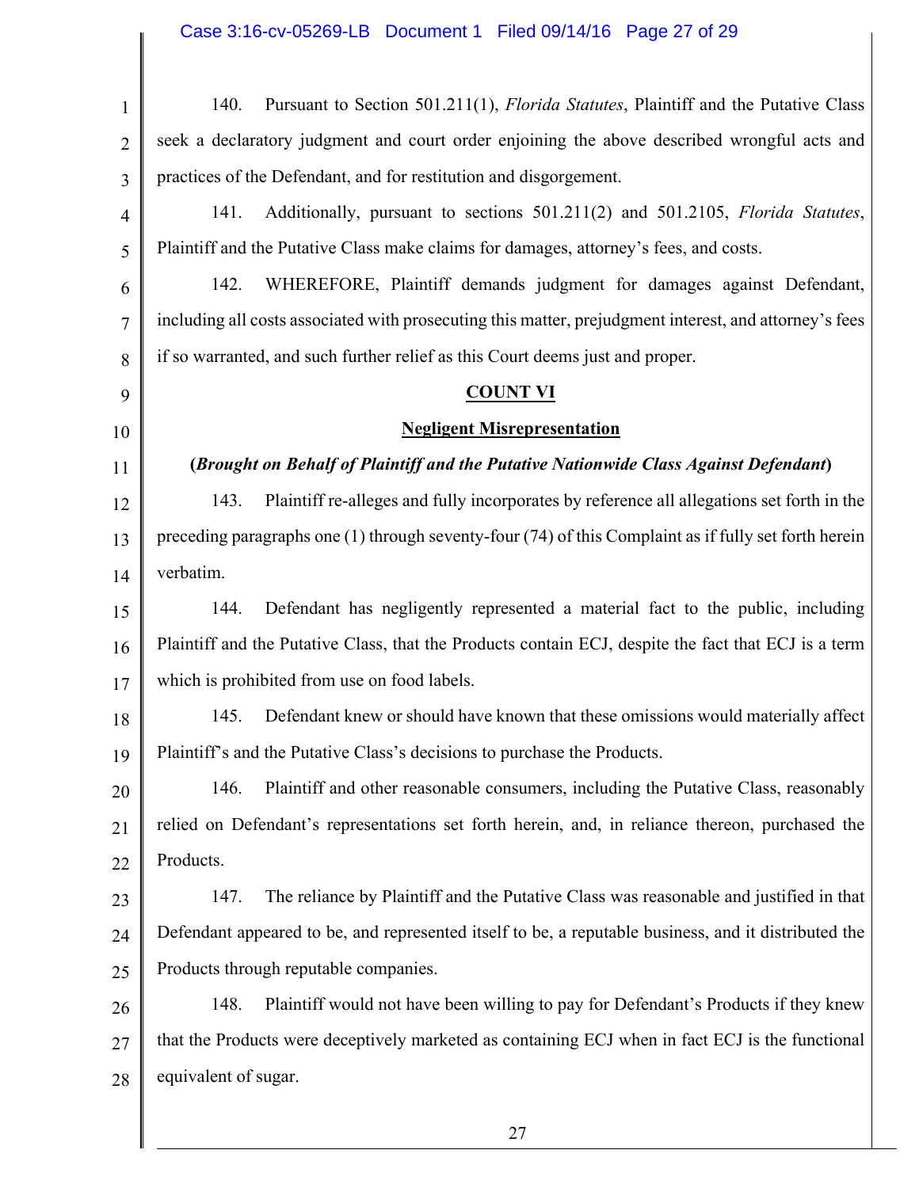140. Pursuant to Section 501.211(1), *Florida Statutes*, Plaintiff and the Putative Class seek a declaratory judgment and court order enjoining the above described wrongful acts and practices of the Defendant, and for restitution and disgorgement.

141. Additionally, pursuant to sections 501.211(2) and 501.2105, *Florida Statutes*, Plaintiff and the Putative Class make claims for damages, attorney's fees, and costs.

142. WHEREFORE, Plaintiff demands judgment for damages against Defendant, including all costs associated with prosecuting this matter, prejudgment interest, and attorney's fees if so warranted, and such further relief as this Court deems just and proper.

**COUNT VI**

**Negligent Misrepresentation**

**(*Brought on Behalf of Plaintiff and the Putative Nationwide Class Against Defendant*)**

143. Plaintiff re-alleges and fully incorporates by reference all allegations set forth in the preceding paragraphs one (1) through seventy-four (74) of this Complaint as if fully set forth herein verbatim.

144. Defendant has negligently represented a material fact to the public, including Plaintiff and the Putative Class, that the Products contain ECJ, despite the fact that ECJ is a term which is prohibited from use on food labels.

145. Defendant knew or should have known that these omissions would materially affect Plaintiff's and the Putative Class's decisions to purchase the Products.

146. Plaintiff and other reasonable consumers, including the Putative Class, reasonably relied on Defendant's representations set forth herein, and, in reliance thereon, purchased the Products.

147. The reliance by Plaintiff and the Putative Class was reasonable and justified in that Defendant appeared to be, and represented itself to be, a reputable business, and it distributed the Products through reputable companies.

148. Plaintiff would not have been willing to pay for Defendant's Products if they knew that the Products were deceptively marketed as containing ECJ when in fact ECJ is the functional equivalent of sugar.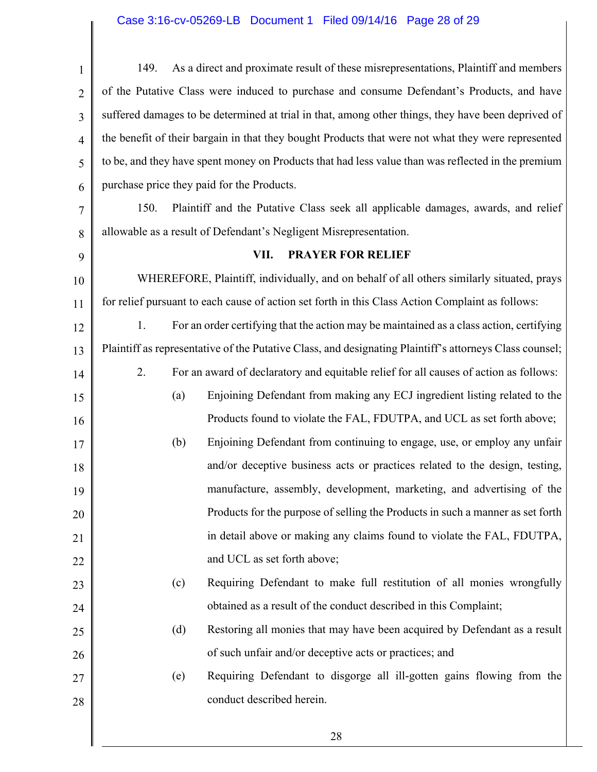149. As a direct and proximate result of these misrepresentations, Plaintiff and members of the Putative Class were induced to purchase and consume Defendant's Products, and have suffered damages to be determined at trial in that, among other things, they have been deprived of the benefit of their bargain in that they bought Products that were not what they were represented to be, and they have spent money on Products that had less value than was reflected in the premium purchase price they paid for the Products.

150. Plaintiff and the Putative Class seek all applicable damages, awards, and relief allowable as a result of Defendant's Negligent Misrepresentation.

## VII. PRAYER FOR RELIEF

WHEREFORE, Plaintiff, individually, and on behalf of all others similarly situated, prays for relief pursuant to each cause of action set forth in this Class Action Complaint as follows:

1. For an order certifying that the action may be maintained as a class action, certifying Plaintiff as representative of the Putative Class, and designating Plaintiff's attorneys Class counsel;

2. For an award of declaratory and equitable relief for all causes of action as follows:

   (a) Enjoining Defendant from making any ECJ ingredient listing related to the Products found to violate the FAL, FDUTPA, and UCL as set forth above;

   (b) Enjoining Defendant from continuing to engage, use, or employ any unfair and/or deceptive business acts or practices related to the design, testing, manufacture, assembly, development, marketing, and advertising of the Products for the purpose of selling the Products in such a manner as set forth in detail above or making any claims found to violate the FAL, FDUTPA, and UCL as set forth above;

   (c) Requiring Defendant to make full restitution of all monies wrongfully obtained as a result of the conduct described in this Complaint;

   (d) Restoring all monies that may have been acquired by Defendant as a result of such unfair and/or deceptive acts or practices; and

   (e) Requiring Defendant to disgorge all ill-gotten gains flowing from the conduct described herein.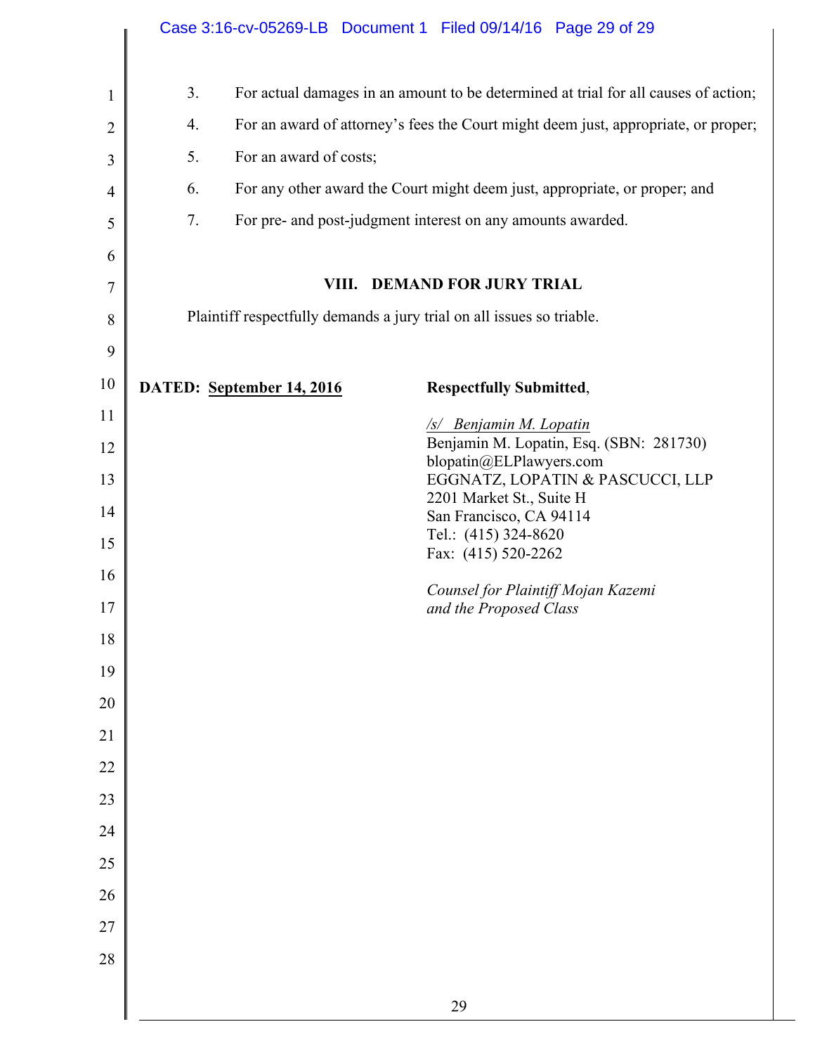3. For actual damages in an amount to be determined at trial for all causes of action;

4. For an award of attorney's fees the Court might deem just, appropriate, or proper;

5. For an award of costs;

6. For any other award the Court might deem just, appropriate, or proper; and

7. For pre- and post-judgment interest on any amounts awarded.

## VIII. DEMAND FOR JURY TRIAL

Plaintiff respectfully demands a jury trial on all issues so triable.

**DATED: September 14, 2016**

**Respectfully Submitted**,

*/s/ Benjamin M. Lopatin*
Benjamin M. Lopatin, Esq. (SBN: 281730)
blopatin@ELPlawyers.com
EGGNATZ, LOPATIN & PASCUCCI, LLP
2201 Market St., Suite H
San Francisco, CA 94114
Tel.: (415) 324-8620
Fax: (415) 520-2262

*Counsel for Plaintiff Mojan Kazemi and the Proposed Class*